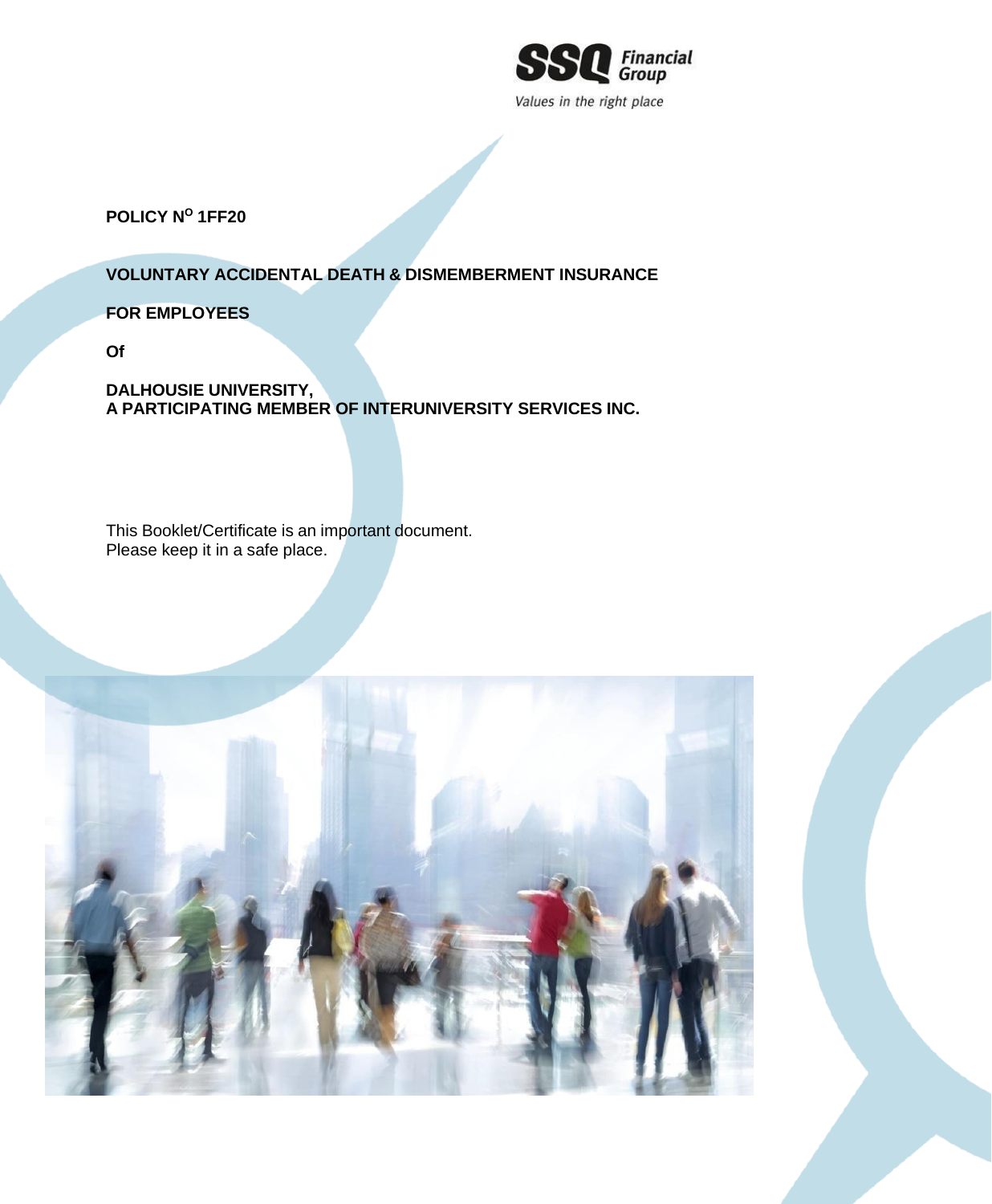SSQ Financial Group

*Values in the right place*

**POLICY N[O] 1FF20**

**VOLUNTARY ACCIDENTAL DEATH & DISMEMBERMENT INSURANCE**

**FOR EMPLOYEES**

**Of**

**DALHOUSIE UNIVERSITY,**
**A PARTICIPATING MEMBER OF INTERUNIVERSITY SERVICES INC.**

This Booklet/Certificate is an important document.
Please keep it in a safe place.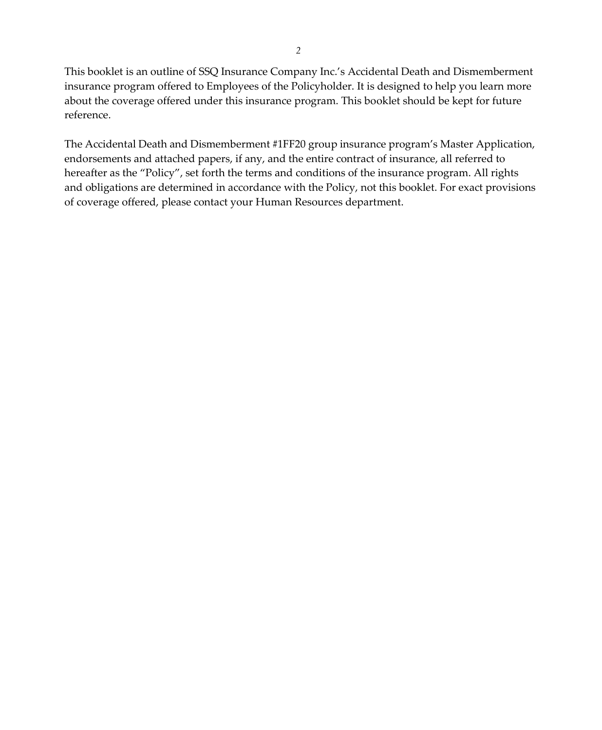This booklet is an outline of SSQ Insurance Company Inc.'s Accidental Death and Dismemberment insurance program offered to Employees of the Policyholder. It is designed to help you learn more about the coverage offered under this insurance program. This booklet should be kept for future reference.

The Accidental Death and Dismemberment #1FF20 group insurance program's Master Application, endorsements and attached papers, if any, and the entire contract of insurance, all referred to hereafter as the "Policy", set forth the terms and conditions of the insurance program. All rights and obligations are determined in accordance with the Policy, not this booklet. For exact provisions of coverage offered, please contact your Human Resources department.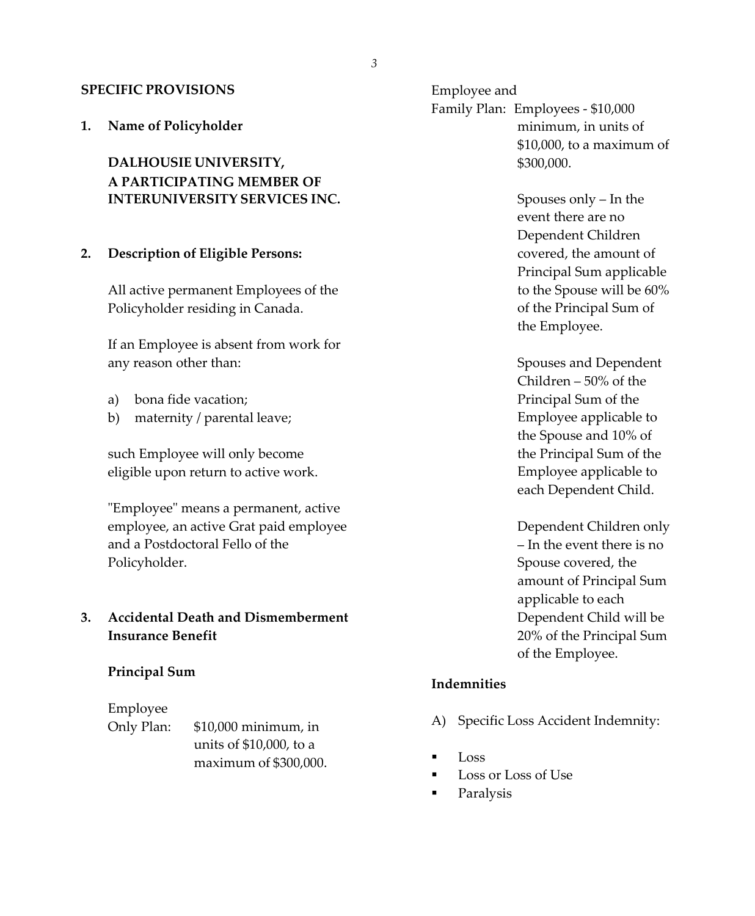## SPECIFIC PROVISIONS

**1. Name of Policyholder**

**DALHOUSIE UNIVERSITY,**
**A PARTICIPATING MEMBER OF INTERUNIVERSITY SERVICES INC.**

**2. Description of Eligible Persons:**

All active permanent Employees of the Policyholder residing in Canada.

If an Employee is absent from work for any reason other than:

a) bona fide vacation;
b) maternity / parental leave;

such Employee will only become eligible upon return to active work.

"Employee" means a permanent, active employee, an active Grat paid employee and a Postdoctoral Fello of the Policyholder.

**3. Accidental Death and Dismemberment Insurance Benefit**

**Principal Sum**

Employee Only Plan: $10,000 minimum, in units of $10,000, to a maximum of $300,000.

Employee and Family Plan: Employees - $10,000 minimum, in units of $10,000, to a maximum of $300,000.

Spouses only – In the event there are no Dependent Children covered, the amount of Principal Sum applicable to the Spouse will be 60% of the Principal Sum of the Employee.

Spouses and Dependent Children – 50% of the Principal Sum of the Employee applicable to the Spouse and 10% of the Principal Sum of the Employee applicable to each Dependent Child.

Dependent Children only – In the event there is no Spouse covered, the amount of Principal Sum applicable to each Dependent Child will be 20% of the Principal Sum of the Employee.

**Indemnities**

A) Specific Loss Accident Indemnity:

- Loss
- Loss or Loss of Use
- Paralysis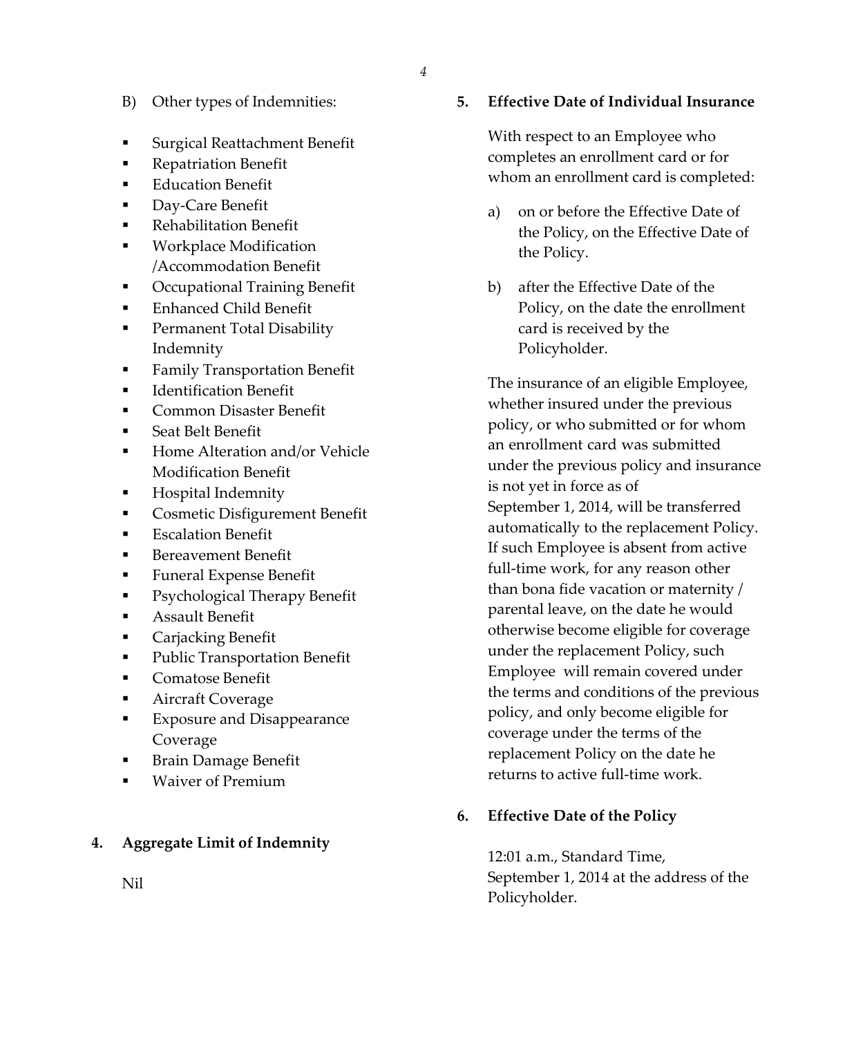B) Other types of Indemnities:

- Surgical Reattachment Benefit
- Repatriation Benefit
- Education Benefit
- Day-Care Benefit
- Rehabilitation Benefit
- Workplace Modification /Accommodation Benefit
- Occupational Training Benefit
- Enhanced Child Benefit
- Permanent Total Disability Indemnity
- Family Transportation Benefit
- Identification Benefit
- Common Disaster Benefit
- Seat Belt Benefit
- Home Alteration and/or Vehicle Modification Benefit
- Hospital Indemnity
- Cosmetic Disfigurement Benefit
- Escalation Benefit
- Bereavement Benefit
- Funeral Expense Benefit
- Psychological Therapy Benefit
- Assault Benefit
- Carjacking Benefit
- Public Transportation Benefit
- Comatose Benefit
- Aircraft Coverage
- Exposure and Disappearance Coverage
- Brain Damage Benefit
- Waiver of Premium

## 4. Aggregate Limit of Indemnity

Nil

## 5. Effective Date of Individual Insurance

With respect to an Employee who completes an enrollment card or for whom an enrollment card is completed:

a) on or before the Effective Date of the Policy, on the Effective Date of the Policy.

b) after the Effective Date of the Policy, on the date the enrollment card is received by the Policyholder.

The insurance of an eligible Employee, whether insured under the previous policy, or who submitted or for whom an enrollment card was submitted under the previous policy and insurance is not yet in force as of September 1, 2014, will be transferred automatically to the replacement Policy. If such Employee is absent from active full-time work, for any reason other than bona fide vacation or maternity / parental leave, on the date he would otherwise become eligible for coverage under the replacement Policy, such Employee will remain covered under the terms and conditions of the previous policy, and only become eligible for coverage under the terms of the replacement Policy on the date he returns to active full-time work.

## 6. Effective Date of the Policy

12:01 a.m., Standard Time, September 1, 2014 at the address of the Policyholder.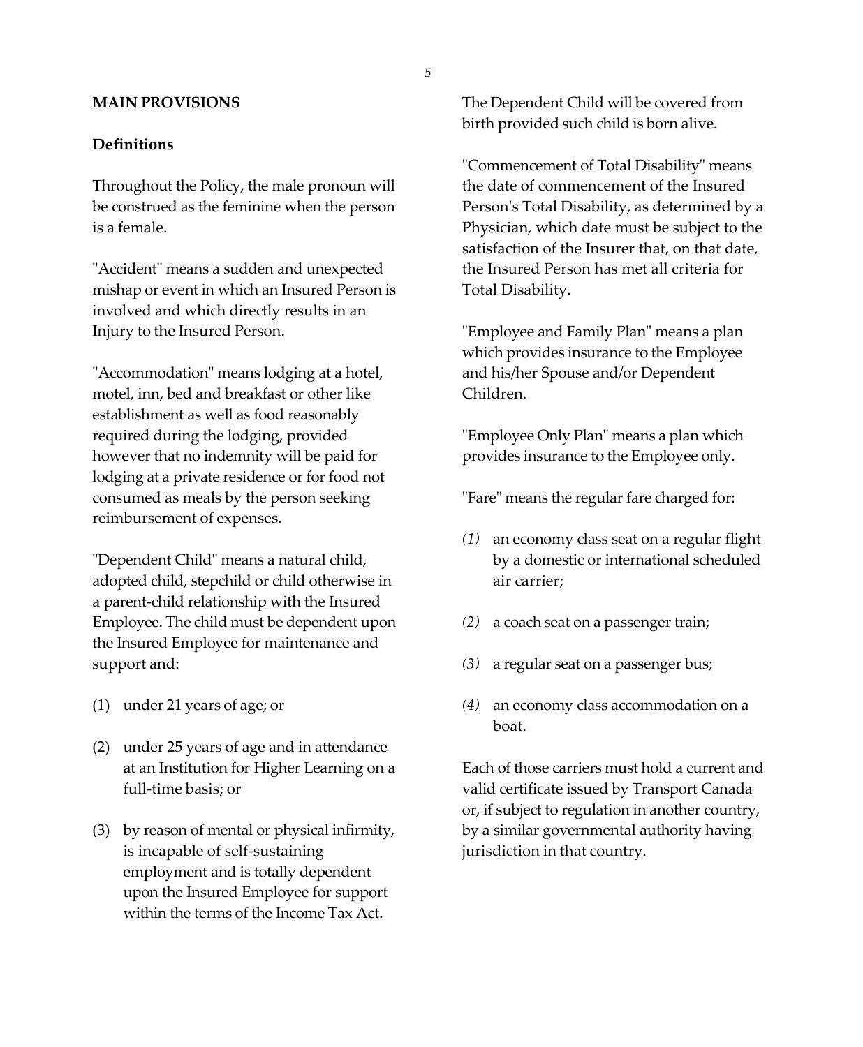## MAIN PROVISIONS

### Definitions

Throughout the Policy, the male pronoun will be construed as the feminine when the person is a female.

"Accident" means a sudden and unexpected mishap or event in which an Insured Person is involved and which directly results in an Injury to the Insured Person.

"Accommodation" means lodging at a hotel, motel, inn, bed and breakfast or other like establishment as well as food reasonably required during the lodging, provided however that no indemnity will be paid for lodging at a private residence or for food not consumed as meals by the person seeking reimbursement of expenses.

"Dependent Child" means a natural child, adopted child, stepchild or child otherwise in a parent-child relationship with the Insured Employee. The child must be dependent upon the Insured Employee for maintenance and support and:

(1) under 21 years of age; or

(2) under 25 years of age and in attendance at an Institution for Higher Learning on a full-time basis; or

(3) by reason of mental or physical infirmity, is incapable of self-sustaining employment and is totally dependent upon the Insured Employee for support within the terms of the Income Tax Act.

The Dependent Child will be covered from birth provided such child is born alive.

"Commencement of Total Disability" means the date of commencement of the Insured Person's Total Disability, as determined by a Physician, which date must be subject to the satisfaction of the Insurer that, on that date, the Insured Person has met all criteria for Total Disability.

"Employee and Family Plan" means a plan which provides insurance to the Employee and his/her Spouse and/or Dependent Children.

"Employee Only Plan" means a plan which provides insurance to the Employee only.

"Fare" means the regular fare charged for:

*(1)* an economy class seat on a regular flight by a domestic or international scheduled air carrier;

*(2)* a coach seat on a passenger train;

*(3)* a regular seat on a passenger bus;

*(4)* an economy class accommodation on a boat.

Each of those carriers must hold a current and valid certificate issued by Transport Canada or, if subject to regulation in another country, by a similar governmental authority having jurisdiction in that country.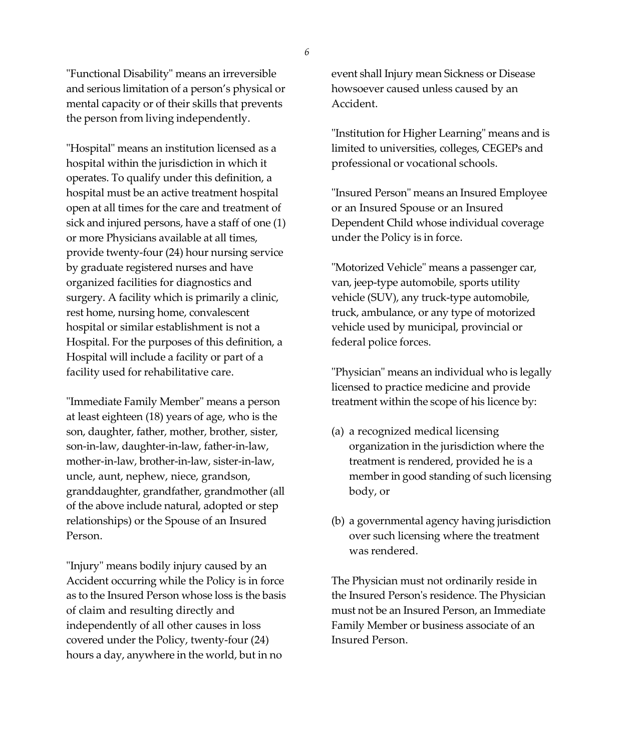"Functional Disability" means an irreversible and serious limitation of a person's physical or mental capacity or of their skills that prevents the person from living independently.

"Hospital" means an institution licensed as a hospital within the jurisdiction in which it operates. To qualify under this definition, a hospital must be an active treatment hospital open at all times for the care and treatment of sick and injured persons, have a staff of one (1) or more Physicians available at all times, provide twenty-four (24) hour nursing service by graduate registered nurses and have organized facilities for diagnostics and surgery. A facility which is primarily a clinic, rest home, nursing home, convalescent hospital or similar establishment is not a Hospital. For the purposes of this definition, a Hospital will include a facility or part of a facility used for rehabilitative care.

"Immediate Family Member" means a person at least eighteen (18) years of age, who is the son, daughter, father, mother, brother, sister, son-in-law, daughter-in-law, father-in-law, mother-in-law, brother-in-law, sister-in-law, uncle, aunt, nephew, niece, grandson, granddaughter, grandfather, grandmother (all of the above include natural, adopted or step relationships) or the Spouse of an Insured Person.

"Injury" means bodily injury caused by an Accident occurring while the Policy is in force as to the Insured Person whose loss is the basis of claim and resulting directly and independently of all other causes in loss covered under the Policy, twenty-four (24) hours a day, anywhere in the world, but in no event shall Injury mean Sickness or Disease howsoever caused unless caused by an Accident.

"Institution for Higher Learning" means and is limited to universities, colleges, CEGEPs and professional or vocational schools.

"Insured Person" means an Insured Employee or an Insured Spouse or an Insured Dependent Child whose individual coverage under the Policy is in force.

"Motorized Vehicle" means a passenger car, van, jeep-type automobile, sports utility vehicle (SUV), any truck-type automobile, truck, ambulance, or any type of motorized vehicle used by municipal, provincial or federal police forces.

"Physician" means an individual who is legally licensed to practice medicine and provide treatment within the scope of his licence by:

(a) a recognized medical licensing organization in the jurisdiction where the treatment is rendered, provided he is a member in good standing of such licensing body, or

(b) a governmental agency having jurisdiction over such licensing where the treatment was rendered.

The Physician must not ordinarily reside in the Insured Person's residence. The Physician must not be an Insured Person, an Immediate Family Member or business associate of an Insured Person.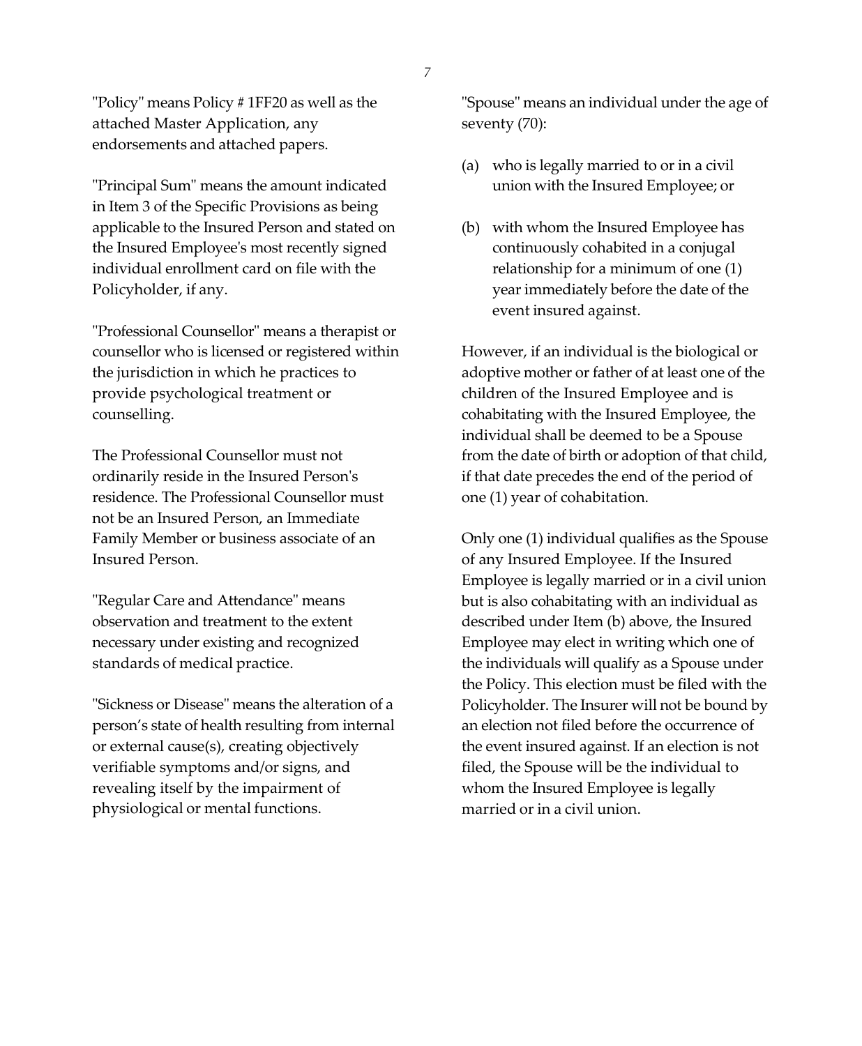"Policy" means Policy # 1FF20 as well as the attached Master Application, any endorsements and attached papers.

"Principal Sum" means the amount indicated in Item 3 of the Specific Provisions as being applicable to the Insured Person and stated on the Insured Employee's most recently signed individual enrollment card on file with the Policyholder, if any.

"Professional Counsellor" means a therapist or counsellor who is licensed or registered within the jurisdiction in which he practices to provide psychological treatment or counselling.

The Professional Counsellor must not ordinarily reside in the Insured Person's residence. The Professional Counsellor must not be an Insured Person, an Immediate Family Member or business associate of an Insured Person.

"Regular Care and Attendance" means observation and treatment to the extent necessary under existing and recognized standards of medical practice.

"Sickness or Disease" means the alteration of a person's state of health resulting from internal or external cause(s), creating objectively verifiable symptoms and/or signs, and revealing itself by the impairment of physiological or mental functions.

"Spouse" means an individual under the age of seventy (70):

(a) who is legally married to or in a civil union with the Insured Employee; or

(b) with whom the Insured Employee has continuously cohabited in a conjugal relationship for a minimum of one (1) year immediately before the date of the event insured against.

However, if an individual is the biological or adoptive mother or father of at least one of the children of the Insured Employee and is cohabitating with the Insured Employee, the individual shall be deemed to be a Spouse from the date of birth or adoption of that child, if that date precedes the end of the period of one (1) year of cohabitation.

Only one (1) individual qualifies as the Spouse of any Insured Employee. If the Insured Employee is legally married or in a civil union but is also cohabitating with an individual as described under Item (b) above, the Insured Employee may elect in writing which one of the individuals will qualify as a Spouse under the Policy. This election must be filed with the Policyholder. The Insurer will not be bound by an election not filed before the occurrence of the event insured against. If an election is not filed, the Spouse will be the individual to whom the Insured Employee is legally married or in a civil union.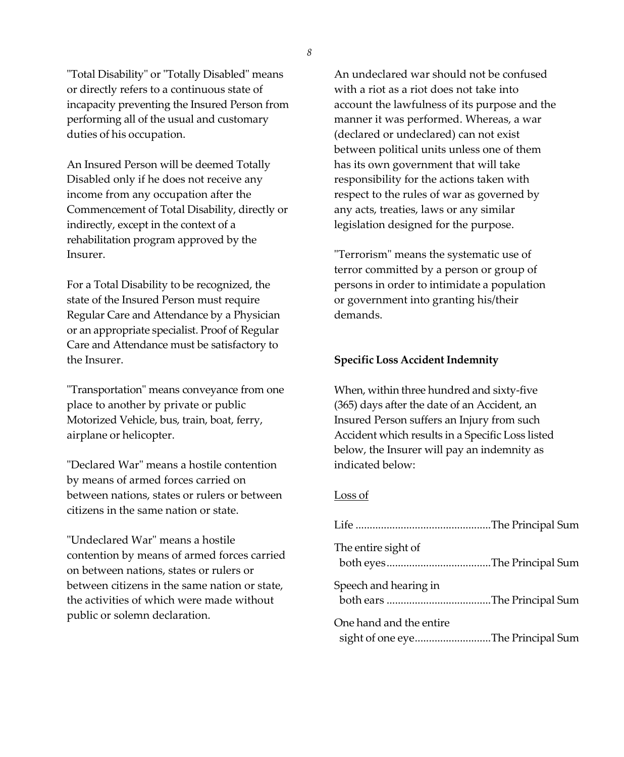"Total Disability" or "Totally Disabled" means or directly refers to a continuous state of incapacity preventing the Insured Person from performing all of the usual and customary duties of his occupation.

An Insured Person will be deemed Totally Disabled only if he does not receive any income from any occupation after the Commencement of Total Disability, directly or indirectly, except in the context of a rehabilitation program approved by the Insurer.

For a Total Disability to be recognized, the state of the Insured Person must require Regular Care and Attendance by a Physician or an appropriate specialist. Proof of Regular Care and Attendance must be satisfactory to the Insurer.

"Transportation" means conveyance from one place to another by private or public Motorized Vehicle, bus, train, boat, ferry, airplane or helicopter.

"Declared War" means a hostile contention by means of armed forces carried on between nations, states or rulers or between citizens in the same nation or state.

"Undeclared War" means a hostile contention by means of armed forces carried on between nations, states or rulers or between citizens in the same nation or state, the activities of which were made without public or solemn declaration.

An undeclared war should not be confused with a riot as a riot does not take into account the lawfulness of its purpose and the manner it was performed. Whereas, a war (declared or undeclared) can not exist between political units unless one of them has its own government that will take responsibility for the actions taken with respect to the rules of war as governed by any acts, treaties, laws or any similar legislation designed for the purpose.

"Terrorism" means the systematic use of terror committed by a person or group of persons in order to intimidate a population or government into granting his/their demands.

**Specific Loss Accident Indemnity**

When, within three hundred and sixty-five (365) days after the date of an Accident, an Insured Person suffers an Injury from such Accident which results in a Specific Loss listed below, the Insurer will pay an indemnity as indicated below:

Loss of

Life ................................................The Principal Sum

The entire sight of both eyes.....................................The Principal Sum

Speech and hearing in both ears .....................................The Principal Sum

One hand and the entire sight of one eye...........................The Principal Sum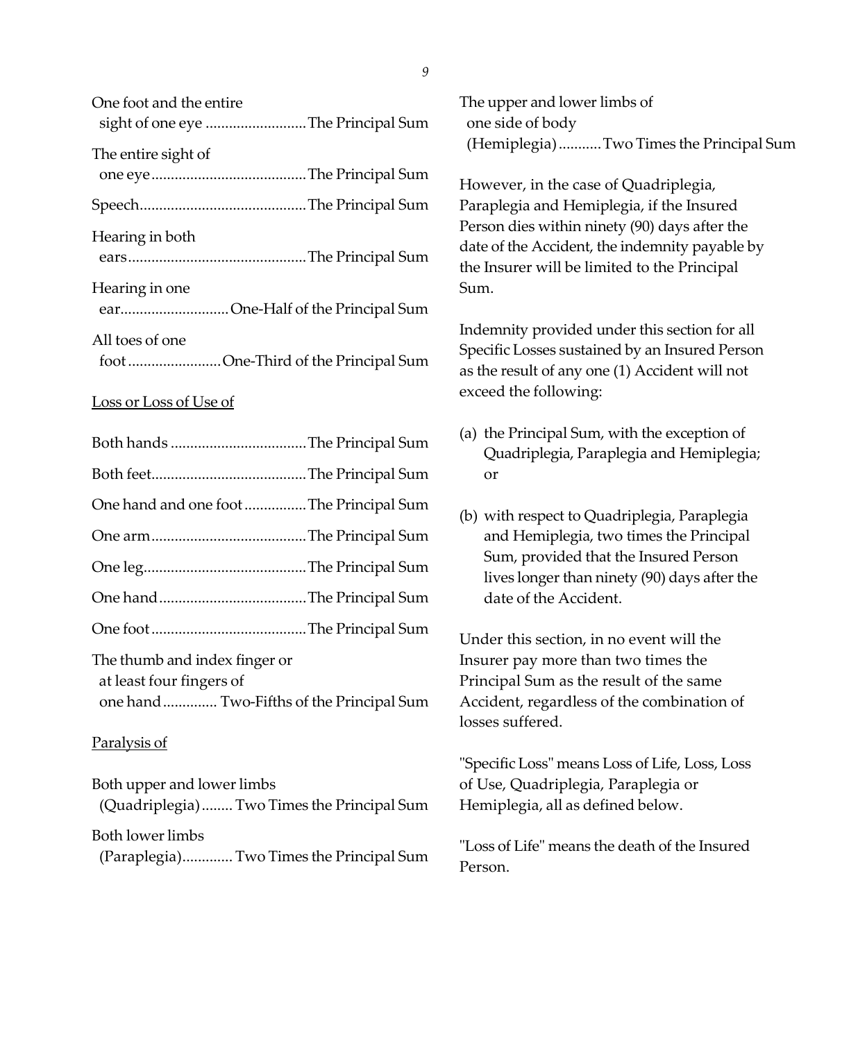One foot and the entire sight of one eye .......................... The Principal Sum

The entire sight of one eye ........................................ The Principal Sum

Speech........................................... The Principal Sum

Hearing in both ears............................................. The Principal Sum

Hearing in one ear............................ One-Half of the Principal Sum

All toes of one foot ........................ One-Third of the Principal Sum

<u>Loss or Loss of Use of</u>

Both hands ................................... The Principal Sum

Both feet........................................ The Principal Sum

One hand and one foot ................ The Principal Sum

One arm........................................ The Principal Sum

One leg.......................................... The Principal Sum

One hand...................................... The Principal Sum

One foot ........................................ The Principal Sum

The thumb and index finger or at least four fingers of one hand .............. Two-Fifths of the Principal Sum

<u>Paralysis of</u>

Both upper and lower limbs (Quadriplegia) ........ Two Times the Principal Sum

Both lower limbs (Paraplegia)............. Two Times the Principal Sum

The upper and lower limbs of one side of body (Hemiplegia) ........... Two Times the Principal Sum

However, in the case of Quadriplegia, Paraplegia and Hemiplegia, if the Insured Person dies within ninety (90) days after the date of the Accident, the indemnity payable by the Insurer will be limited to the Principal Sum.

Indemnity provided under this section for all Specific Losses sustained by an Insured Person as the result of any one (1) Accident will not exceed the following:

(a) the Principal Sum, with the exception of Quadriplegia, Paraplegia and Hemiplegia; or

(b) with respect to Quadriplegia, Paraplegia and Hemiplegia, two times the Principal Sum, provided that the Insured Person lives longer than ninety (90) days after the date of the Accident.

Under this section, in no event will the Insurer pay more than two times the Principal Sum as the result of the same Accident, regardless of the combination of losses suffered.

"Specific Loss" means Loss of Life, Loss, Loss of Use, Quadriplegia, Paraplegia or Hemiplegia, all as defined below.

"Loss of Life" means the death of the Insured Person.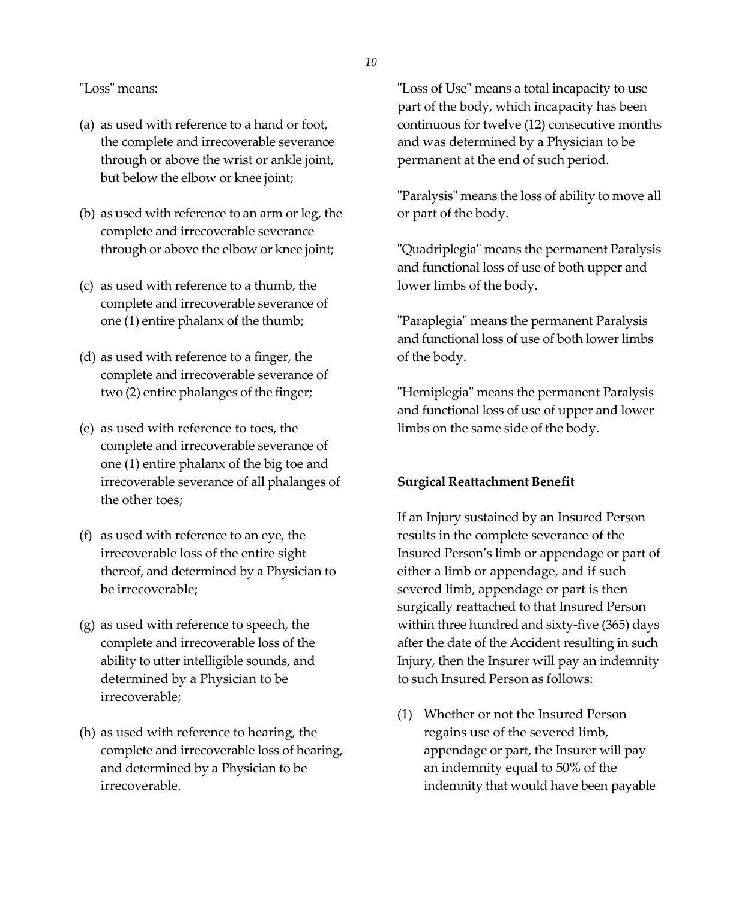"Loss" means:

(a) as used with reference to a hand or foot, the complete and irrecoverable severance through or above the wrist or ankle joint, but below the elbow or knee joint;

(b) as used with reference to an arm or leg, the complete and irrecoverable severance through or above the elbow or knee joint;

(c) as used with reference to a thumb, the complete and irrecoverable severance of one (1) entire phalanx of the thumb;

(d) as used with reference to a finger, the complete and irrecoverable severance of two (2) entire phalanges of the finger;

(e) as used with reference to toes, the complete and irrecoverable severance of one (1) entire phalanx of the big toe and irrecoverable severance of all phalanges of the other toes;

(f) as used with reference to an eye, the irrecoverable loss of the entire sight thereof, and determined by a Physician to be irrecoverable;

(g) as used with reference to speech, the complete and irrecoverable loss of the ability to utter intelligible sounds, and determined by a Physician to be irrecoverable;

(h) as used with reference to hearing, the complete and irrecoverable loss of hearing, and determined by a Physician to be irrecoverable.

"Loss of Use" means a total incapacity to use part of the body, which incapacity has been continuous for twelve (12) consecutive months and was determined by a Physician to be permanent at the end of such period.

"Paralysis" means the loss of ability to move all or part of the body.

"Quadriplegia" means the permanent Paralysis and functional loss of use of both upper and lower limbs of the body.

"Paraplegia" means the permanent Paralysis and functional loss of use of both lower limbs of the body.

"Hemiplegia" means the permanent Paralysis and functional loss of use of upper and lower limbs on the same side of the body.

**Surgical Reattachment Benefit**

If an Injury sustained by an Insured Person results in the complete severance of the Insured Person's limb or appendage or part of either a limb or appendage, and if such severed limb, appendage or part is then surgically reattached to that Insured Person within three hundred and sixty-five (365) days after the date of the Accident resulting in such Injury, then the Insurer will pay an indemnity to such Insured Person as follows:

(1) Whether or not the Insured Person regains use of the severed limb, appendage or part, the Insurer will pay an indemnity equal to 50% of the indemnity that would have been payable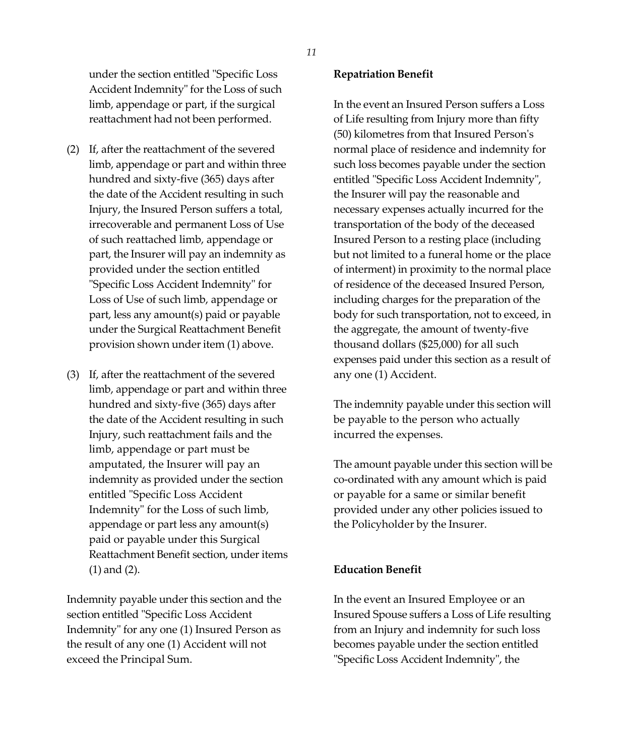under the section entitled "Specific Loss Accident Indemnity" for the Loss of such limb, appendage or part, if the surgical reattachment had not been performed.

(2) If, after the reattachment of the severed limb, appendage or part and within three hundred and sixty-five (365) days after the date of the Accident resulting in such Injury, the Insured Person suffers a total, irrecoverable and permanent Loss of Use of such reattached limb, appendage or part, the Insurer will pay an indemnity as provided under the section entitled "Specific Loss Accident Indemnity" for Loss of Use of such limb, appendage or part, less any amount(s) paid or payable under the Surgical Reattachment Benefit provision shown under item (1) above.

(3) If, after the reattachment of the severed limb, appendage or part and within three hundred and sixty-five (365) days after the date of the Accident resulting in such Injury, such reattachment fails and the limb, appendage or part must be amputated, the Insurer will pay an indemnity as provided under the section entitled "Specific Loss Accident Indemnity" for the Loss of such limb, appendage or part less any amount(s) paid or payable under this Surgical Reattachment Benefit section, under items (1) and (2).

Indemnity payable under this section and the section entitled "Specific Loss Accident Indemnity" for any one (1) Insured Person as the result of any one (1) Accident will not exceed the Principal Sum.

**Repatriation Benefit**

In the event an Insured Person suffers a Loss of Life resulting from Injury more than fifty (50) kilometres from that Insured Person's normal place of residence and indemnity for such loss becomes payable under the section entitled "Specific Loss Accident Indemnity", the Insurer will pay the reasonable and necessary expenses actually incurred for the transportation of the body of the deceased Insured Person to a resting place (including but not limited to a funeral home or the place of interment) in proximity to the normal place of residence of the deceased Insured Person, including charges for the preparation of the body for such transportation, not to exceed, in the aggregate, the amount of twenty-five thousand dollars ($25,000) for all such expenses paid under this section as a result of any one (1) Accident.

The indemnity payable under this section will be payable to the person who actually incurred the expenses.

The amount payable under this section will be co-ordinated with any amount which is paid or payable for a same or similar benefit provided under any other policies issued to the Policyholder by the Insurer.

**Education Benefit**

In the event an Insured Employee or an Insured Spouse suffers a Loss of Life resulting from an Injury and indemnity for such loss becomes payable under the section entitled "Specific Loss Accident Indemnity", the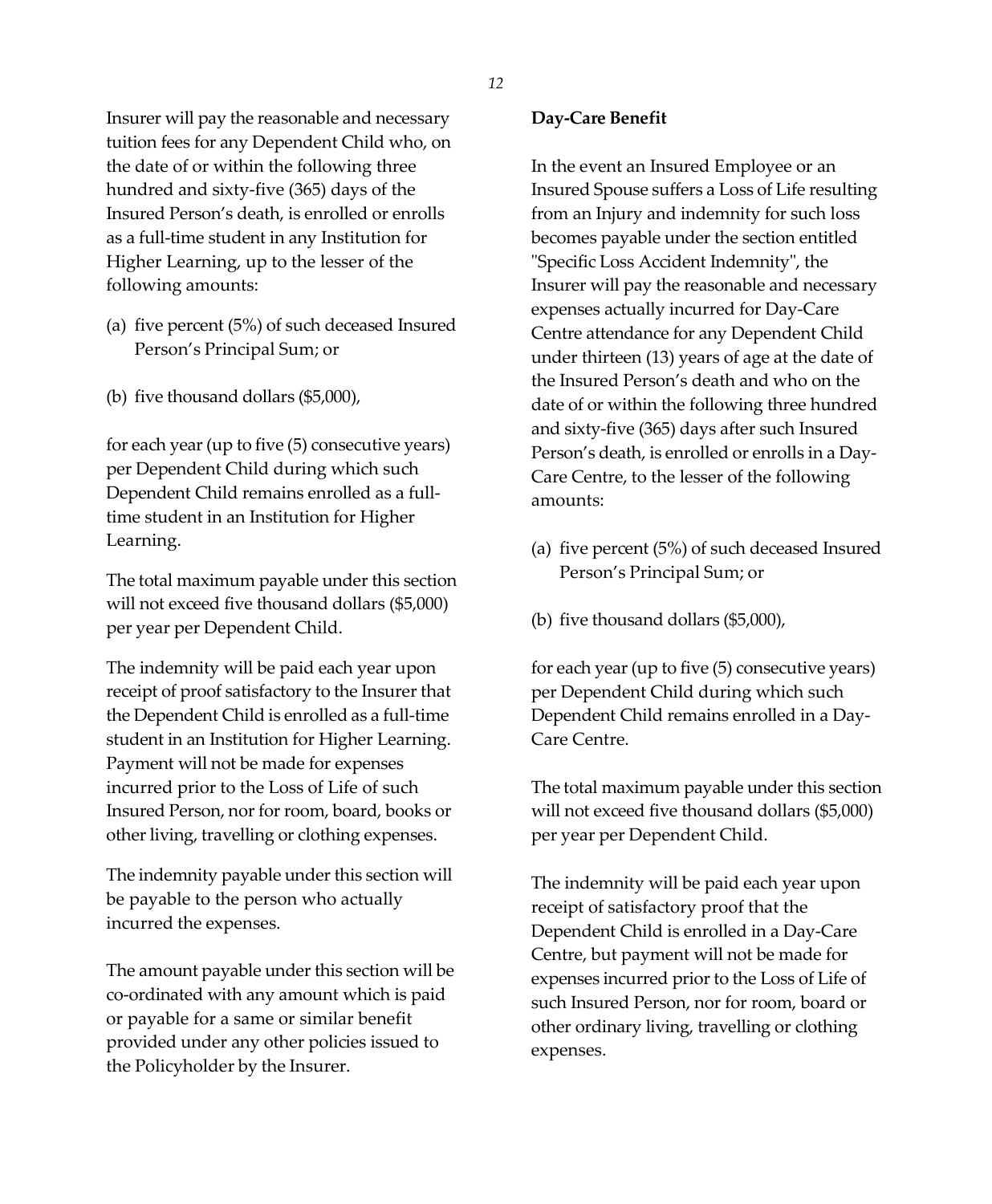Insurer will pay the reasonable and necessary tuition fees for any Dependent Child who, on the date of or within the following three hundred and sixty-five (365) days of the Insured Person's death, is enrolled or enrolls as a full-time student in any Institution for Higher Learning, up to the lesser of the following amounts:

(a) five percent (5%) of such deceased Insured Person's Principal Sum; or

(b) five thousand dollars ($5,000),

for each year (up to five (5) consecutive years) per Dependent Child during which such Dependent Child remains enrolled as a full-time student in an Institution for Higher Learning.

The total maximum payable under this section will not exceed five thousand dollars ($5,000) per year per Dependent Child.

The indemnity will be paid each year upon receipt of proof satisfactory to the Insurer that the Dependent Child is enrolled as a full-time student in an Institution for Higher Learning. Payment will not be made for expenses incurred prior to the Loss of Life of such Insured Person, nor for room, board, books or other living, travelling or clothing expenses.

The indemnity payable under this section will be payable to the person who actually incurred the expenses.

The amount payable under this section will be co-ordinated with any amount which is paid or payable for a same or similar benefit provided under any other policies issued to the Policyholder by the Insurer.

**Day-Care Benefit**

In the event an Insured Employee or an Insured Spouse suffers a Loss of Life resulting from an Injury and indemnity for such loss becomes payable under the section entitled "Specific Loss Accident Indemnity", the Insurer will pay the reasonable and necessary expenses actually incurred for Day-Care Centre attendance for any Dependent Child under thirteen (13) years of age at the date of the Insured Person's death and who on the date of or within the following three hundred and sixty-five (365) days after such Insured Person's death, is enrolled or enrolls in a Day-Care Centre, to the lesser of the following amounts:

(a) five percent (5%) of such deceased Insured Person's Principal Sum; or

(b) five thousand dollars ($5,000),

for each year (up to five (5) consecutive years) per Dependent Child during which such Dependent Child remains enrolled in a Day-Care Centre.

The total maximum payable under this section will not exceed five thousand dollars ($5,000) per year per Dependent Child.

The indemnity will be paid each year upon receipt of satisfactory proof that the Dependent Child is enrolled in a Day-Care Centre, but payment will not be made for expenses incurred prior to the Loss of Life of such Insured Person, nor for room, board or other ordinary living, travelling or clothing expenses.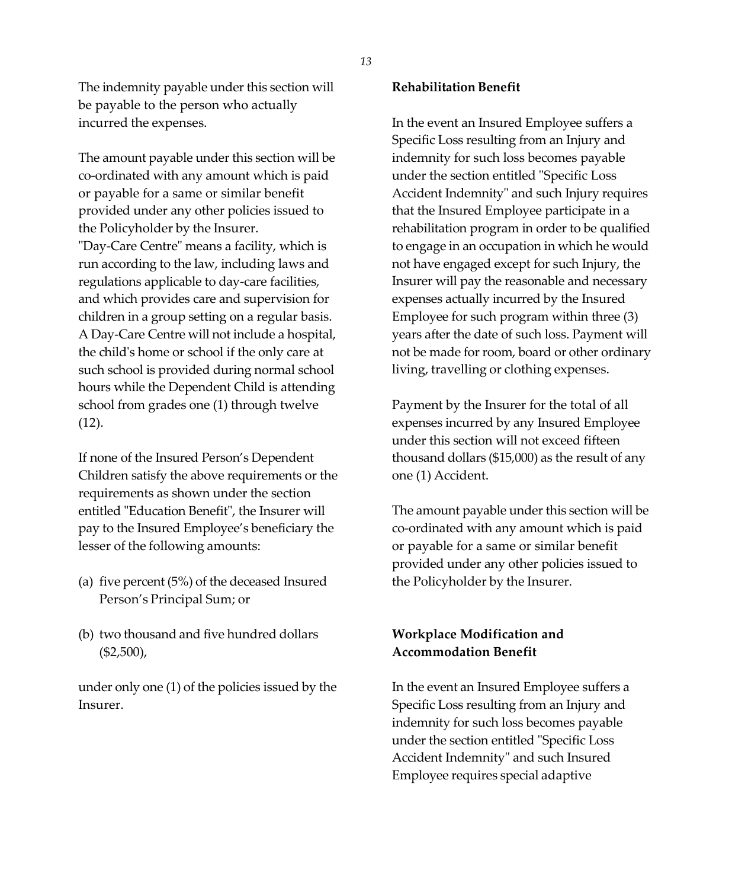The indemnity payable under this section will be payable to the person who actually incurred the expenses.

The amount payable under this section will be co-ordinated with any amount which is paid or payable for a same or similar benefit provided under any other policies issued to the Policyholder by the Insurer.
"Day-Care Centre" means a facility, which is run according to the law, including laws and regulations applicable to day-care facilities, and which provides care and supervision for children in a group setting on a regular basis. A Day-Care Centre will not include a hospital, the child's home or school if the only care at such school is provided during normal school hours while the Dependent Child is attending school from grades one (1) through twelve (12).

If none of the Insured Person's Dependent Children satisfy the above requirements or the requirements as shown under the section entitled "Education Benefit", the Insurer will pay to the Insured Employee's beneficiary the lesser of the following amounts:

(a) five percent (5%) of the deceased Insured Person's Principal Sum; or

(b) two thousand and five hundred dollars ($2,500),

under only one (1) of the policies issued by the Insurer.

**Rehabilitation Benefit**

In the event an Insured Employee suffers a Specific Loss resulting from an Injury and indemnity for such loss becomes payable under the section entitled "Specific Loss Accident Indemnity" and such Injury requires that the Insured Employee participate in a rehabilitation program in order to be qualified to engage in an occupation in which he would not have engaged except for such Injury, the Insurer will pay the reasonable and necessary expenses actually incurred by the Insured Employee for such program within three (3) years after the date of such loss. Payment will not be made for room, board or other ordinary living, travelling or clothing expenses.

Payment by the Insurer for the total of all expenses incurred by any Insured Employee under this section will not exceed fifteen thousand dollars ($15,000) as the result of any one (1) Accident.

The amount payable under this section will be co-ordinated with any amount which is paid or payable for a same or similar benefit provided under any other policies issued to the Policyholder by the Insurer.

**Workplace Modification and Accommodation Benefit**

In the event an Insured Employee suffers a Specific Loss resulting from an Injury and indemnity for such loss becomes payable under the section entitled "Specific Loss Accident Indemnity" and such Insured Employee requires special adaptive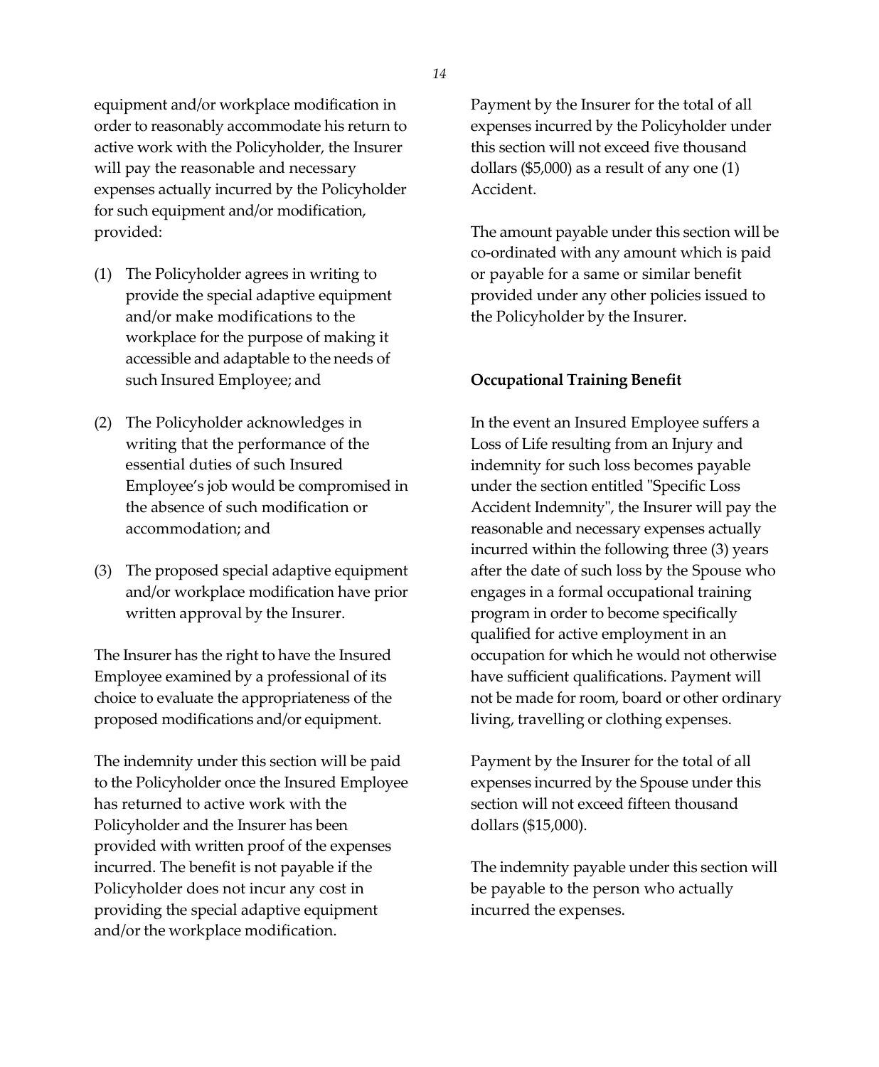equipment and/or workplace modification in order to reasonably accommodate his return to active work with the Policyholder, the Insurer will pay the reasonable and necessary expenses actually incurred by the Policyholder for such equipment and/or modification, provided:

(1) The Policyholder agrees in writing to provide the special adaptive equipment and/or make modifications to the workplace for the purpose of making it accessible and adaptable to the needs of such Insured Employee; and

(2) The Policyholder acknowledges in writing that the performance of the essential duties of such Insured Employee's job would be compromised in the absence of such modification or accommodation; and

(3) The proposed special adaptive equipment and/or workplace modification have prior written approval by the Insurer.

The Insurer has the right to have the Insured Employee examined by a professional of its choice to evaluate the appropriateness of the proposed modifications and/or equipment.

The indemnity under this section will be paid to the Policyholder once the Insured Employee has returned to active work with the Policyholder and the Insurer has been provided with written proof of the expenses incurred. The benefit is not payable if the Policyholder does not incur any cost in providing the special adaptive equipment and/or the workplace modification.

Payment by the Insurer for the total of all expenses incurred by the Policyholder under this section will not exceed five thousand dollars ($5,000) as a result of any one (1) Accident.

The amount payable under this section will be co-ordinated with any amount which is paid or payable for a same or similar benefit provided under any other policies issued to the Policyholder by the Insurer.

**Occupational Training Benefit**

In the event an Insured Employee suffers a Loss of Life resulting from an Injury and indemnity for such loss becomes payable under the section entitled "Specific Loss Accident Indemnity", the Insurer will pay the reasonable and necessary expenses actually incurred within the following three (3) years after the date of such loss by the Spouse who engages in a formal occupational training program in order to become specifically qualified for active employment in an occupation for which he would not otherwise have sufficient qualifications. Payment will not be made for room, board or other ordinary living, travelling or clothing expenses.

Payment by the Insurer for the total of all expenses incurred by the Spouse under this section will not exceed fifteen thousand dollars ($15,000).

The indemnity payable under this section will be payable to the person who actually incurred the expenses.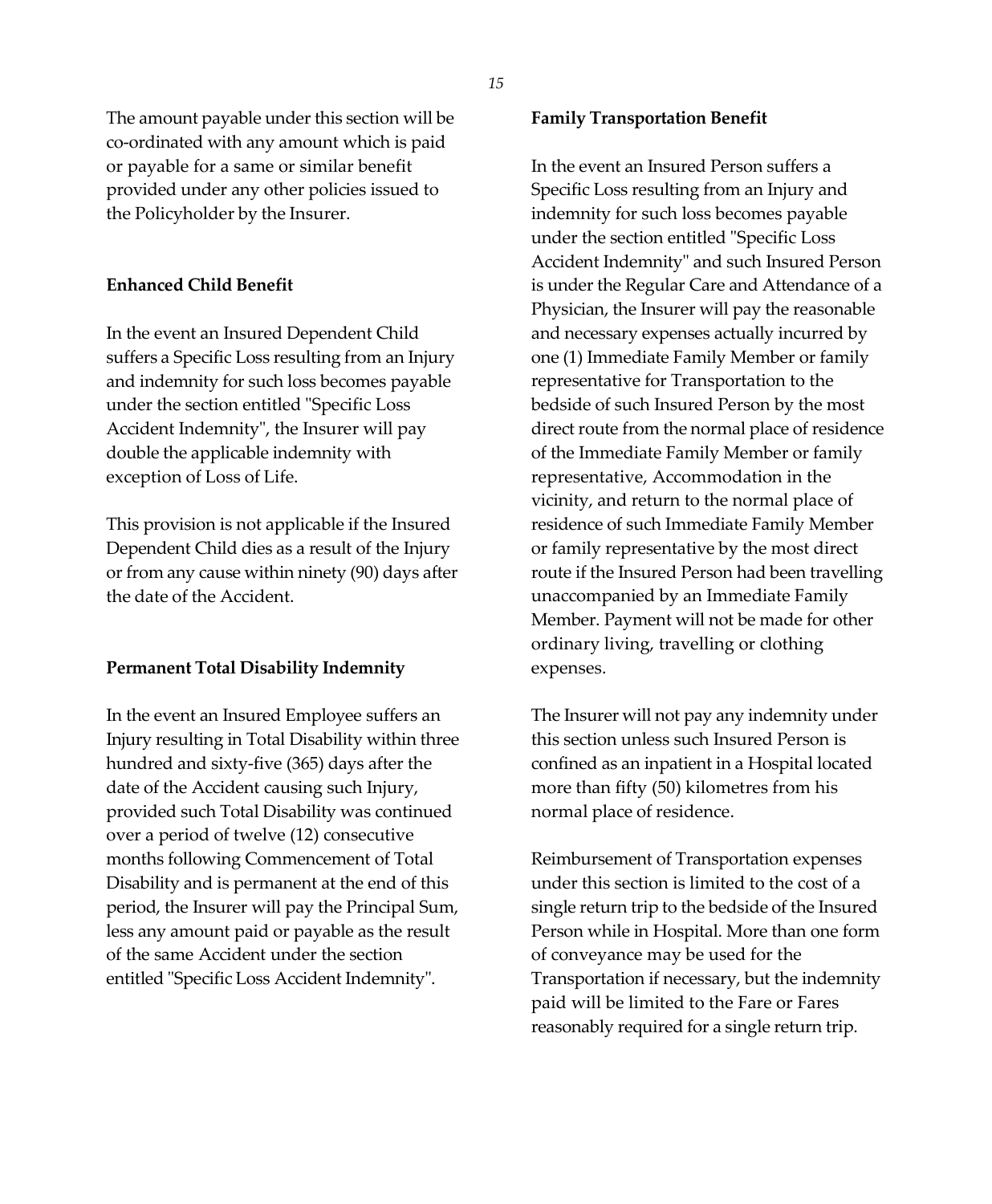The amount payable under this section will be co-ordinated with any amount which is paid or payable for a same or similar benefit provided under any other policies issued to the Policyholder by the Insurer.

**Enhanced Child Benefit**

In the event an Insured Dependent Child suffers a Specific Loss resulting from an Injury and indemnity for such loss becomes payable under the section entitled "Specific Loss Accident Indemnity", the Insurer will pay double the applicable indemnity with exception of Loss of Life.

This provision is not applicable if the Insured Dependent Child dies as a result of the Injury or from any cause within ninety (90) days after the date of the Accident.

**Permanent Total Disability Indemnity**

In the event an Insured Employee suffers an Injury resulting in Total Disability within three hundred and sixty-five (365) days after the date of the Accident causing such Injury, provided such Total Disability was continued over a period of twelve (12) consecutive months following Commencement of Total Disability and is permanent at the end of this period, the Insurer will pay the Principal Sum, less any amount paid or payable as the result of the same Accident under the section entitled "Specific Loss Accident Indemnity".

**Family Transportation Benefit**

In the event an Insured Person suffers a Specific Loss resulting from an Injury and indemnity for such loss becomes payable under the section entitled "Specific Loss Accident Indemnity" and such Insured Person is under the Regular Care and Attendance of a Physician, the Insurer will pay the reasonable and necessary expenses actually incurred by one (1) Immediate Family Member or family representative for Transportation to the bedside of such Insured Person by the most direct route from the normal place of residence of the Immediate Family Member or family representative, Accommodation in the vicinity, and return to the normal place of residence of such Immediate Family Member or family representative by the most direct route if the Insured Person had been travelling unaccompanied by an Immediate Family Member. Payment will not be made for other ordinary living, travelling or clothing expenses.

The Insurer will not pay any indemnity under this section unless such Insured Person is confined as an inpatient in a Hospital located more than fifty (50) kilometres from his normal place of residence.

Reimbursement of Transportation expenses under this section is limited to the cost of a single return trip to the bedside of the Insured Person while in Hospital. More than one form of conveyance may be used for the Transportation if necessary, but the indemnity paid will be limited to the Fare or Fares reasonably required for a single return trip.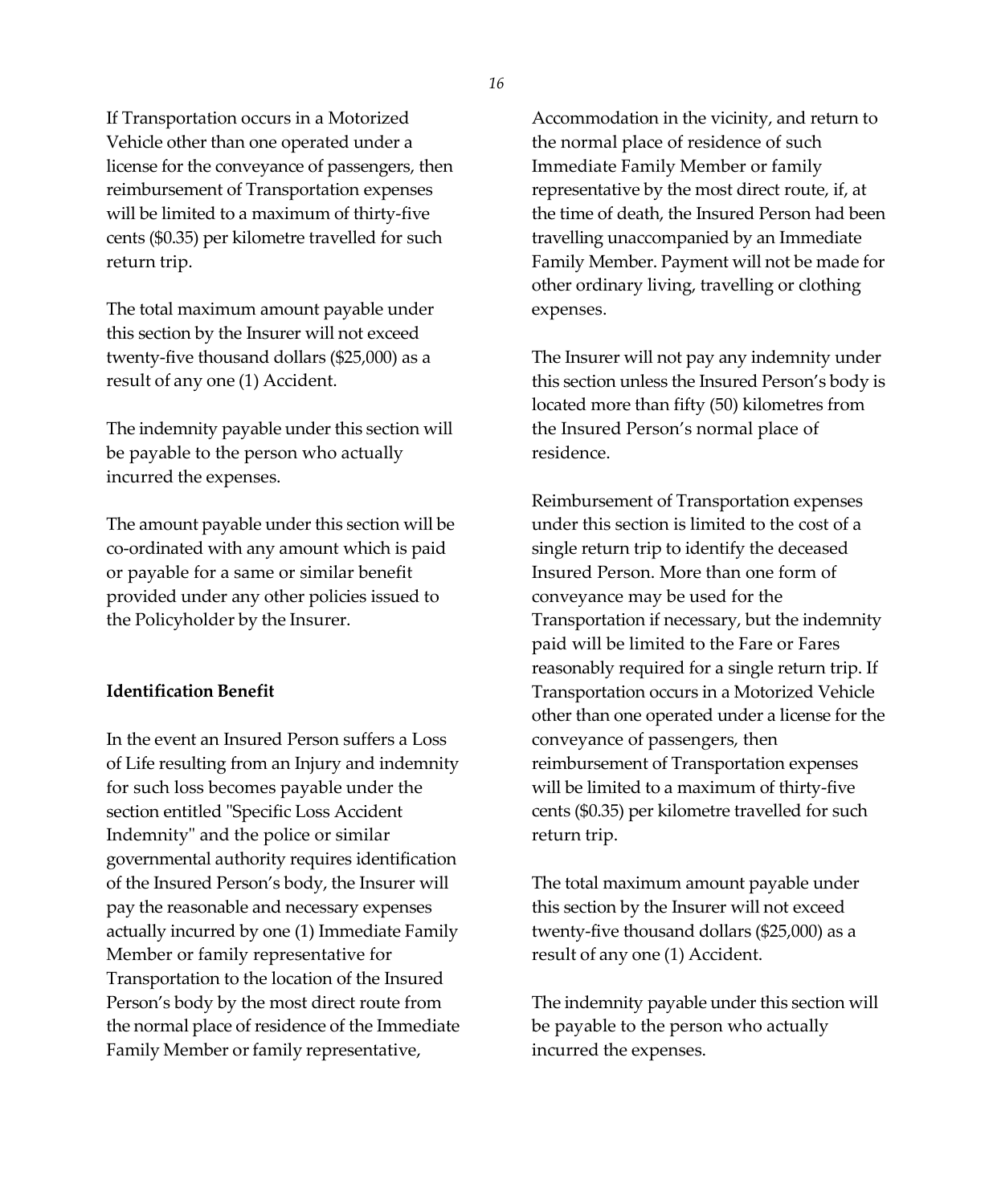If Transportation occurs in a Motorized Vehicle other than one operated under a license for the conveyance of passengers, then reimbursement of Transportation expenses will be limited to a maximum of thirty-five cents ($0.35) per kilometre travelled for such return trip.

The total maximum amount payable under this section by the Insurer will not exceed twenty-five thousand dollars ($25,000) as a result of any one (1) Accident.

The indemnity payable under this section will be payable to the person who actually incurred the expenses.

The amount payable under this section will be co-ordinated with any amount which is paid or payable for a same or similar benefit provided under any other policies issued to the Policyholder by the Insurer.

**Identification Benefit**

In the event an Insured Person suffers a Loss of Life resulting from an Injury and indemnity for such loss becomes payable under the section entitled "Specific Loss Accident Indemnity" and the police or similar governmental authority requires identification of the Insured Person's body, the Insurer will pay the reasonable and necessary expenses actually incurred by one (1) Immediate Family Member or family representative for Transportation to the location of the Insured Person's body by the most direct route from the normal place of residence of the Immediate Family Member or family representative, Accommodation in the vicinity, and return to the normal place of residence of such Immediate Family Member or family representative by the most direct route, if, at the time of death, the Insured Person had been travelling unaccompanied by an Immediate Family Member. Payment will not be made for other ordinary living, travelling or clothing expenses.

The Insurer will not pay any indemnity under this section unless the Insured Person's body is located more than fifty (50) kilometres from the Insured Person's normal place of residence.

Reimbursement of Transportation expenses under this section is limited to the cost of a single return trip to identify the deceased Insured Person. More than one form of conveyance may be used for the Transportation if necessary, but the indemnity paid will be limited to the Fare or Fares reasonably required for a single return trip. If Transportation occurs in a Motorized Vehicle other than one operated under a license for the conveyance of passengers, then reimbursement of Transportation expenses will be limited to a maximum of thirty-five cents ($0.35) per kilometre travelled for such return trip.

The total maximum amount payable under this section by the Insurer will not exceed twenty-five thousand dollars ($25,000) as a result of any one (1) Accident.

The indemnity payable under this section will be payable to the person who actually incurred the expenses.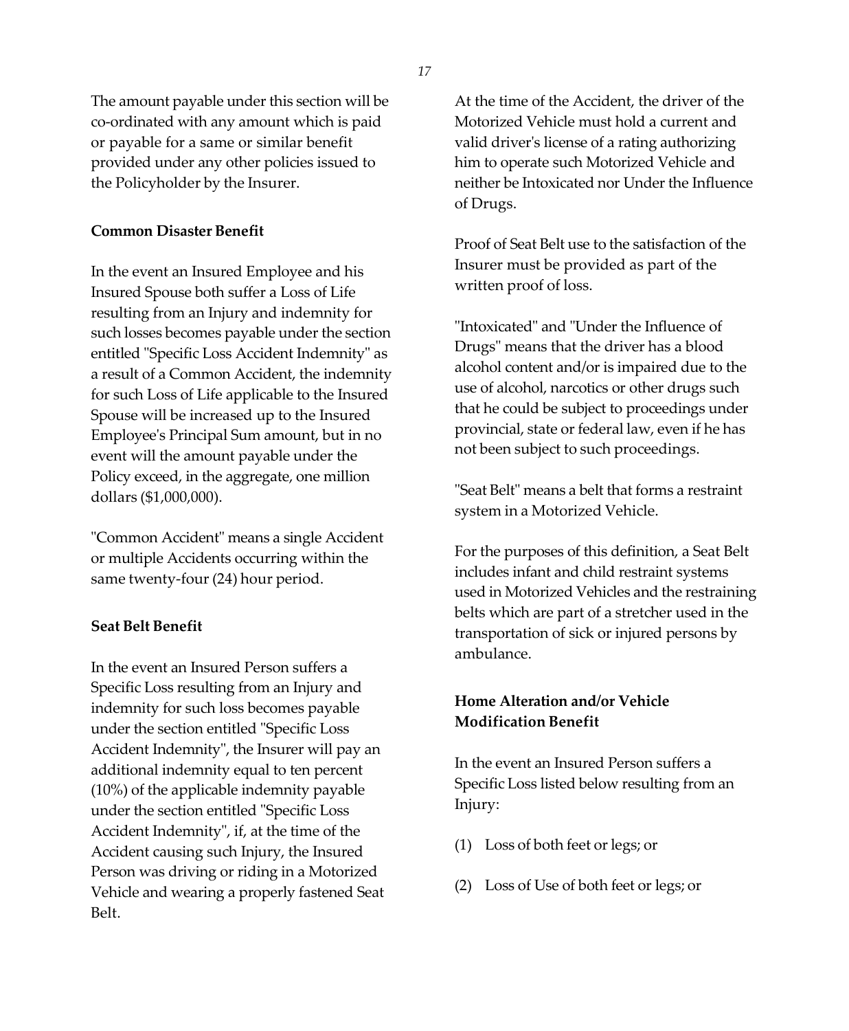The amount payable under this section will be co-ordinated with any amount which is paid or payable for a same or similar benefit provided under any other policies issued to the Policyholder by the Insurer.

**Common Disaster Benefit**

In the event an Insured Employee and his Insured Spouse both suffer a Loss of Life resulting from an Injury and indemnity for such losses becomes payable under the section entitled "Specific Loss Accident Indemnity" as a result of a Common Accident, the indemnity for such Loss of Life applicable to the Insured Spouse will be increased up to the Insured Employee's Principal Sum amount, but in no event will the amount payable under the Policy exceed, in the aggregate, one million dollars ($1,000,000).

"Common Accident" means a single Accident or multiple Accidents occurring within the same twenty-four (24) hour period.

**Seat Belt Benefit**

In the event an Insured Person suffers a Specific Loss resulting from an Injury and indemnity for such loss becomes payable under the section entitled "Specific Loss Accident Indemnity", the Insurer will pay an additional indemnity equal to ten percent (10%) of the applicable indemnity payable under the section entitled "Specific Loss Accident Indemnity", if, at the time of the Accident causing such Injury, the Insured Person was driving or riding in a Motorized Vehicle and wearing a properly fastened Seat Belt.

At the time of the Accident, the driver of the Motorized Vehicle must hold a current and valid driver's license of a rating authorizing him to operate such Motorized Vehicle and neither be Intoxicated nor Under the Influence of Drugs.

Proof of Seat Belt use to the satisfaction of the Insurer must be provided as part of the written proof of loss.

"Intoxicated" and "Under the Influence of Drugs" means that the driver has a blood alcohol content and/or is impaired due to the use of alcohol, narcotics or other drugs such that he could be subject to proceedings under provincial, state or federal law, even if he has not been subject to such proceedings.

"Seat Belt" means a belt that forms a restraint system in a Motorized Vehicle.

For the purposes of this definition, a Seat Belt includes infant and child restraint systems used in Motorized Vehicles and the restraining belts which are part of a stretcher used in the transportation of sick or injured persons by ambulance.

**Home Alteration and/or Vehicle Modification Benefit**

In the event an Insured Person suffers a Specific Loss listed below resulting from an Injury:

(1) Loss of both feet or legs; or

(2) Loss of Use of both feet or legs; or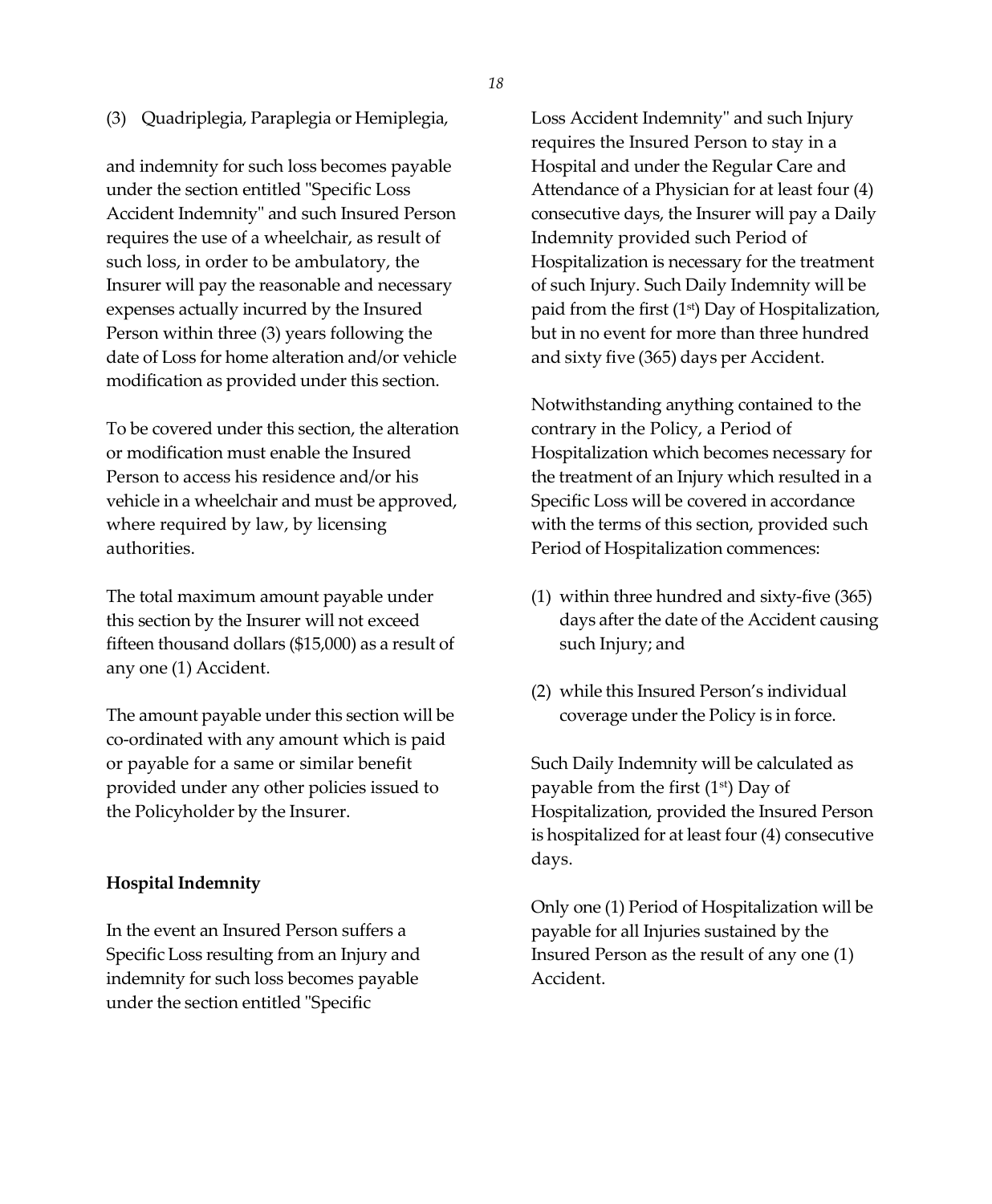(3) Quadriplegia, Paraplegia or Hemiplegia,

and indemnity for such loss becomes payable under the section entitled "Specific Loss Accident Indemnity" and such Insured Person requires the use of a wheelchair, as result of such loss, in order to be ambulatory, the Insurer will pay the reasonable and necessary expenses actually incurred by the Insured Person within three (3) years following the date of Loss for home alteration and/or vehicle modification as provided under this section.

To be covered under this section, the alteration or modification must enable the Insured Person to access his residence and/or his vehicle in a wheelchair and must be approved, where required by law, by licensing authorities.

The total maximum amount payable under this section by the Insurer will not exceed fifteen thousand dollars ($15,000) as a result of any one (1) Accident.

The amount payable under this section will be co-ordinated with any amount which is paid or payable for a same or similar benefit provided under any other policies issued to the Policyholder by the Insurer.

**Hospital Indemnity**

In the event an Insured Person suffers a Specific Loss resulting from an Injury and indemnity for such loss becomes payable under the section entitled "Specific Loss Accident Indemnity" and such Injury requires the Insured Person to stay in a Hospital and under the Regular Care and Attendance of a Physician for at least four (4) consecutive days, the Insurer will pay a Daily Indemnity provided such Period of Hospitalization is necessary for the treatment of such Injury. Such Daily Indemnity will be paid from the first (1st) Day of Hospitalization, but in no event for more than three hundred and sixty five (365) days per Accident.

Notwithstanding anything contained to the contrary in the Policy, a Period of Hospitalization which becomes necessary for the treatment of an Injury which resulted in a Specific Loss will be covered in accordance with the terms of this section, provided such Period of Hospitalization commences:

(1) within three hundred and sixty-five (365) days after the date of the Accident causing such Injury; and

(2) while this Insured Person's individual coverage under the Policy is in force.

Such Daily Indemnity will be calculated as payable from the first (1st) Day of Hospitalization, provided the Insured Person is hospitalized for at least four (4) consecutive days.

Only one (1) Period of Hospitalization will be payable for all Injuries sustained by the Insured Person as the result of any one (1) Accident.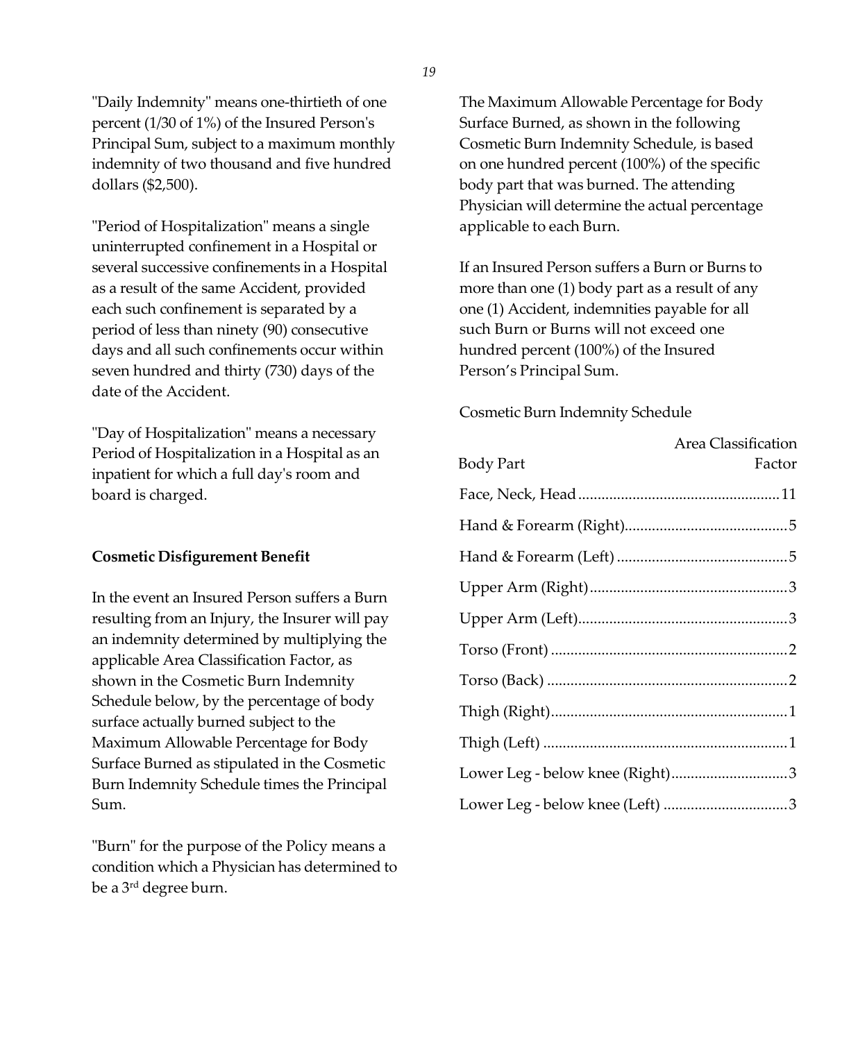"Daily Indemnity" means one-thirtieth of one percent (1/30 of 1%) of the Insured Person's Principal Sum, subject to a maximum monthly indemnity of two thousand and five hundred dollars ($2,500).

"Period of Hospitalization" means a single uninterrupted confinement in a Hospital or several successive confinements in a Hospital as a result of the same Accident, provided each such confinement is separated by a period of less than ninety (90) consecutive days and all such confinements occur within seven hundred and thirty (730) days of the date of the Accident.

"Day of Hospitalization" means a necessary Period of Hospitalization in a Hospital as an inpatient for which a full day's room and board is charged.

**Cosmetic Disfigurement Benefit**

In the event an Insured Person suffers a Burn resulting from an Injury, the Insurer will pay an indemnity determined by multiplying the applicable Area Classification Factor, as shown in the Cosmetic Burn Indemnity Schedule below, by the percentage of body surface actually burned subject to the Maximum Allowable Percentage for Body Surface Burned as stipulated in the Cosmetic Burn Indemnity Schedule times the Principal Sum.

"Burn" for the purpose of the Policy means a condition which a Physician has determined to be a 3rd degree burn.

The Maximum Allowable Percentage for Body Surface Burned, as shown in the following Cosmetic Burn Indemnity Schedule, is based on one hundred percent (100%) of the specific body part that was burned. The attending Physician will determine the actual percentage applicable to each Burn.

If an Insured Person suffers a Burn or Burns to more than one (1) body part as a result of any one (1) Accident, indemnities payable for all such Burn or Burns will not exceed one hundred percent (100%) of the Insured Person's Principal Sum.

Cosmetic Burn Indemnity Schedule

| Body Part | Area Classification Factor |
|---|---|
| Face, Neck, Head | 11 |
| Hand & Forearm (Right) | 5 |
| Hand & Forearm (Left) | 5 |
| Upper Arm (Right) | 3 |
| Upper Arm (Left) | 3 |
| Torso (Front) | 2 |
| Torso (Back) | 2 |
| Thigh (Right) | 1 |
| Thigh (Left) | 1 |
| Lower Leg - below knee (Right) | 3 |
| Lower Leg - below knee (Left) | 3 |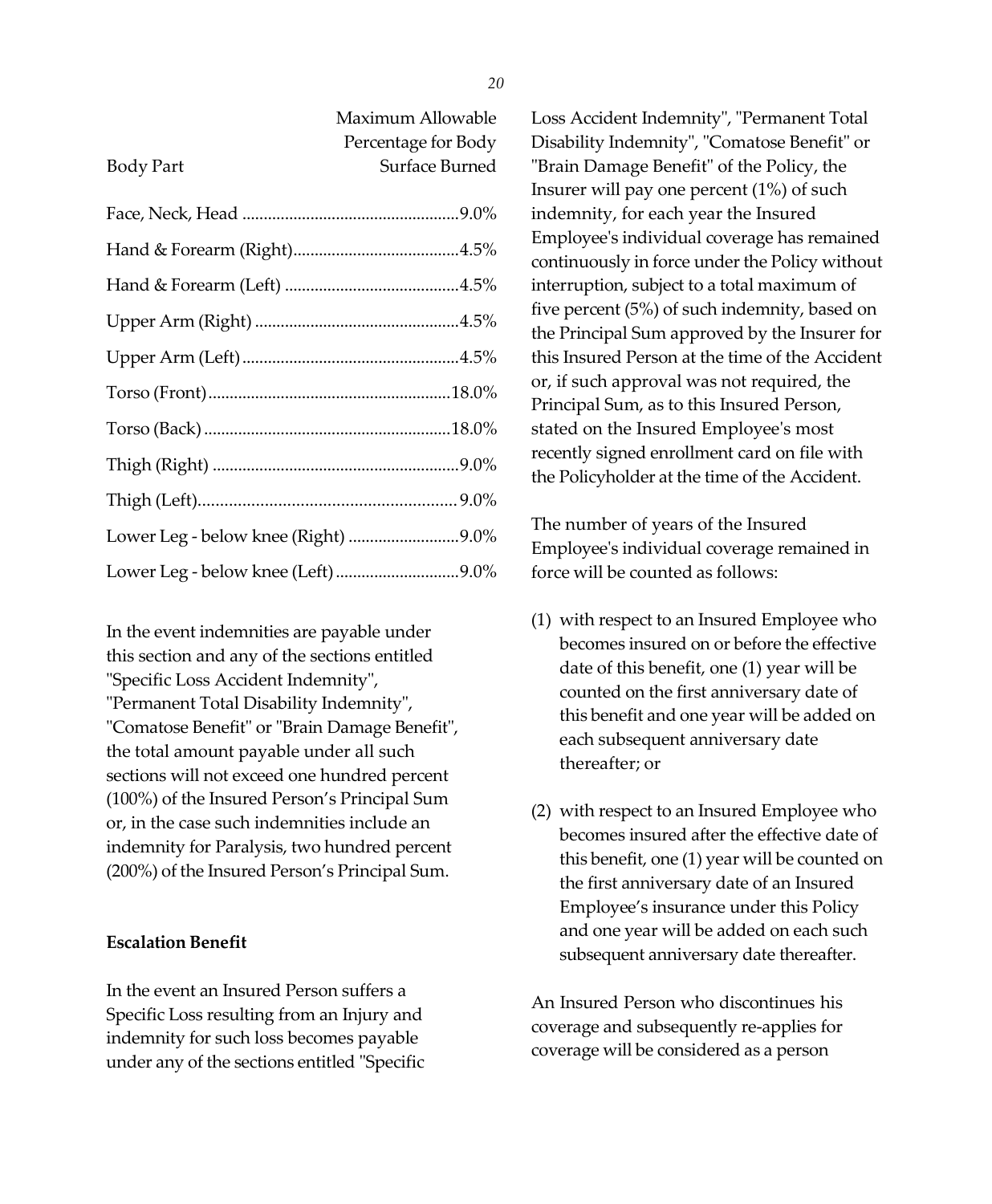| Body Part | Maximum Allowable Percentage for Body Surface Burned |
|---|---|
| Face, Neck, Head | 9.0% |
| Hand & Forearm (Right) | 4.5% |
| Hand & Forearm (Left) | 4.5% |
| Upper Arm (Right) | 4.5% |
| Upper Arm (Left) | 4.5% |
| Torso (Front) | 18.0% |
| Torso (Back) | 18.0% |
| Thigh (Right) | 9.0% |
| Thigh (Left) | 9.0% |
| Lower Leg - below knee (Right) | 9.0% |
| Lower Leg - below knee (Left) | 9.0% |

In the event indemnities are payable under this section and any of the sections entitled "Specific Loss Accident Indemnity", "Permanent Total Disability Indemnity", "Comatose Benefit" or "Brain Damage Benefit", the total amount payable under all such sections will not exceed one hundred percent (100%) of the Insured Person's Principal Sum or, in the case such indemnities include an indemnity for Paralysis, two hundred percent (200%) of the Insured Person's Principal Sum.

**Escalation Benefit**

In the event an Insured Person suffers a Specific Loss resulting from an Injury and indemnity for such loss becomes payable under any of the sections entitled "Specific Loss Accident Indemnity", "Permanent Total Disability Indemnity", "Comatose Benefit" or "Brain Damage Benefit" of the Policy, the Insurer will pay one percent (1%) of such indemnity, for each year the Insured Employee's individual coverage has remained continuously in force under the Policy without interruption, subject to a total maximum of five percent (5%) of such indemnity, based on the Principal Sum approved by the Insurer for this Insured Person at the time of the Accident or, if such approval was not required, the Principal Sum, as to this Insured Person, stated on the Insured Employee's most recently signed enrollment card on file with the Policyholder at the time of the Accident.

The number of years of the Insured Employee's individual coverage remained in force will be counted as follows:

(1) with respect to an Insured Employee who becomes insured on or before the effective date of this benefit, one (1) year will be counted on the first anniversary date of this benefit and one year will be added on each subsequent anniversary date thereafter; or

(2) with respect to an Insured Employee who becomes insured after the effective date of this benefit, one (1) year will be counted on the first anniversary date of an Insured Employee's insurance under this Policy and one year will be added on each such subsequent anniversary date thereafter.

An Insured Person who discontinues his coverage and subsequently re-applies for coverage will be considered as a person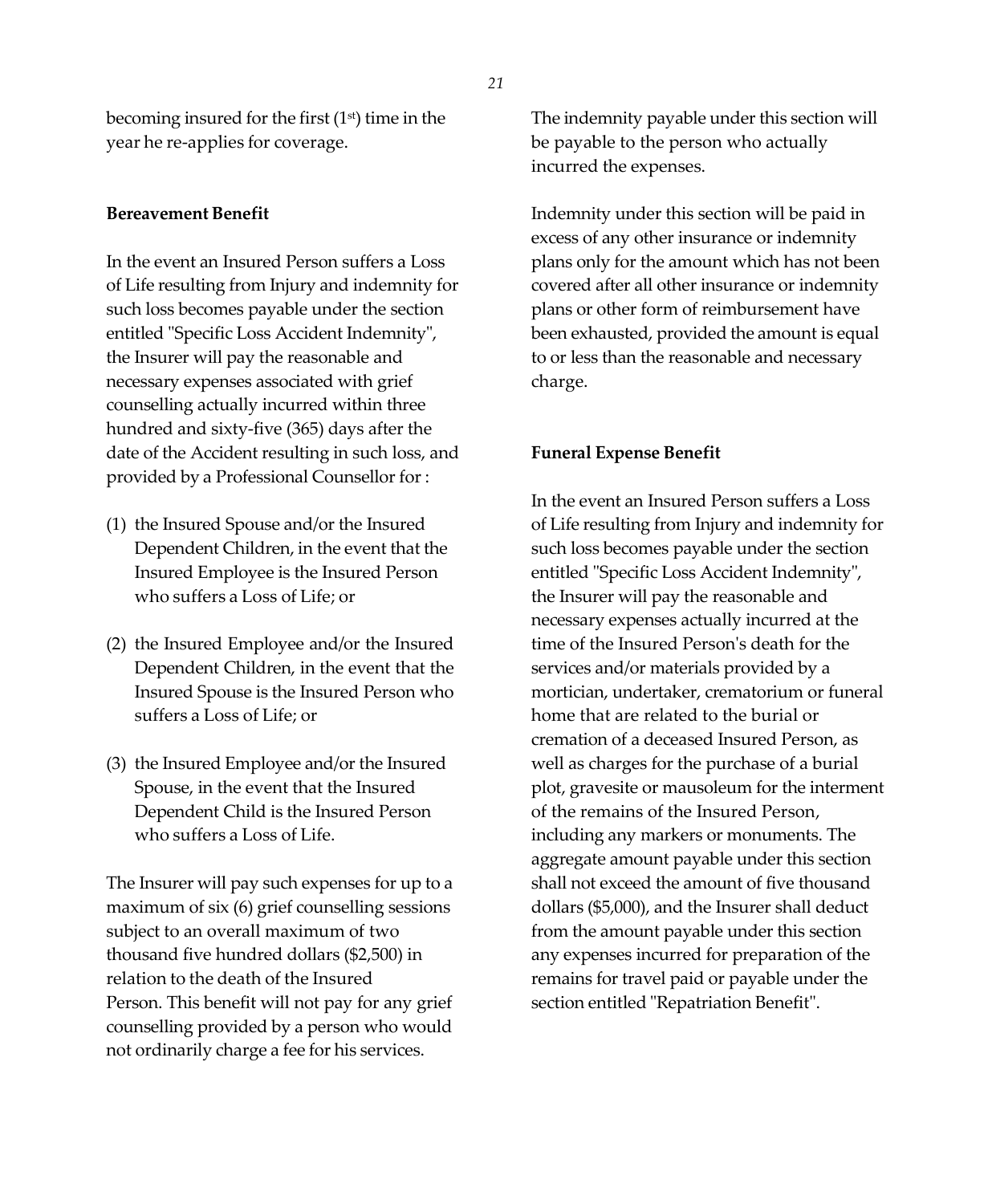becoming insured for the first (1st) time in the year he re-applies for coverage.

**Bereavement Benefit**

In the event an Insured Person suffers a Loss of Life resulting from Injury and indemnity for such loss becomes payable under the section entitled "Specific Loss Accident Indemnity", the Insurer will pay the reasonable and necessary expenses associated with grief counselling actually incurred within three hundred and sixty-five (365) days after the date of the Accident resulting in such loss, and provided by a Professional Counsellor for :

(1) the Insured Spouse and/or the Insured Dependent Children, in the event that the Insured Employee is the Insured Person who suffers a Loss of Life; or

(2) the Insured Employee and/or the Insured Dependent Children, in the event that the Insured Spouse is the Insured Person who suffers a Loss of Life; or

(3) the Insured Employee and/or the Insured Spouse, in the event that the Insured Dependent Child is the Insured Person who suffers a Loss of Life.

The Insurer will pay such expenses for up to a maximum of six (6) grief counselling sessions subject to an overall maximum of two thousand five hundred dollars ($2,500) in relation to the death of the Insured Person. This benefit will not pay for any grief counselling provided by a person who would not ordinarily charge a fee for his services.

The indemnity payable under this section will be payable to the person who actually incurred the expenses.

Indemnity under this section will be paid in excess of any other insurance or indemnity plans only for the amount which has not been covered after all other insurance or indemnity plans or other form of reimbursement have been exhausted, provided the amount is equal to or less than the reasonable and necessary charge.

**Funeral Expense Benefit**

In the event an Insured Person suffers a Loss of Life resulting from Injury and indemnity for such loss becomes payable under the section entitled "Specific Loss Accident Indemnity", the Insurer will pay the reasonable and necessary expenses actually incurred at the time of the Insured Person's death for the services and/or materials provided by a mortician, undertaker, crematorium or funeral home that are related to the burial or cremation of a deceased Insured Person, as well as charges for the purchase of a burial plot, gravesite or mausoleum for the interment of the remains of the Insured Person, including any markers or monuments. The aggregate amount payable under this section shall not exceed the amount of five thousand dollars ($5,000), and the Insurer shall deduct from the amount payable under this section any expenses incurred for preparation of the remains for travel paid or payable under the section entitled "Repatriation Benefit".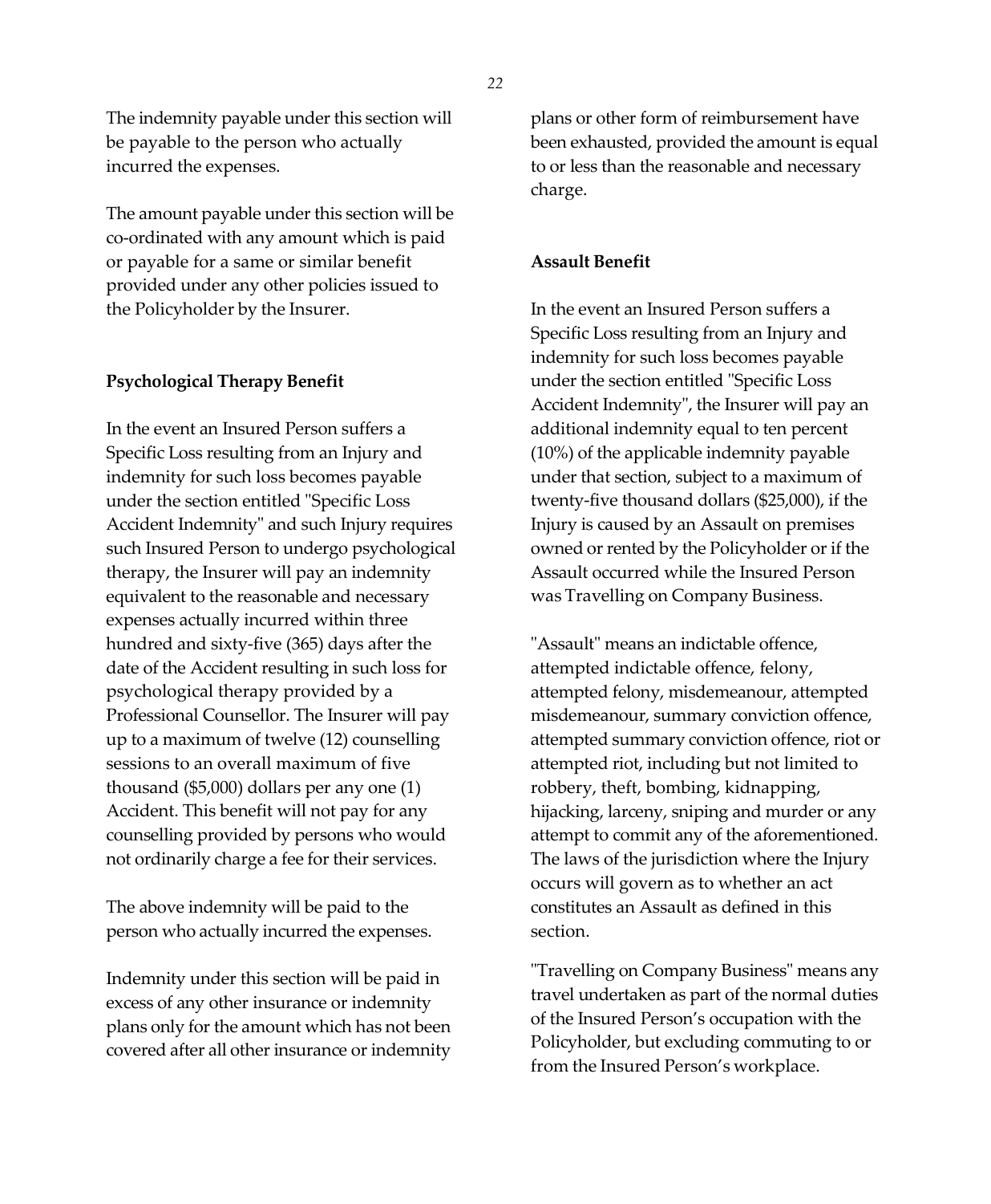The indemnity payable under this section will be payable to the person who actually incurred the expenses.

The amount payable under this section will be co-ordinated with any amount which is paid or payable for a same or similar benefit provided under any other policies issued to the Policyholder by the Insurer.

**Psychological Therapy Benefit**

In the event an Insured Person suffers a Specific Loss resulting from an Injury and indemnity for such loss becomes payable under the section entitled "Specific Loss Accident Indemnity" and such Injury requires such Insured Person to undergo psychological therapy, the Insurer will pay an indemnity equivalent to the reasonable and necessary expenses actually incurred within three hundred and sixty-five (365) days after the date of the Accident resulting in such loss for psychological therapy provided by a Professional Counsellor. The Insurer will pay up to a maximum of twelve (12) counselling sessions to an overall maximum of five thousand ($5,000) dollars per any one (1) Accident. This benefit will not pay for any counselling provided by persons who would not ordinarily charge a fee for their services.

The above indemnity will be paid to the person who actually incurred the expenses.

Indemnity under this section will be paid in excess of any other insurance or indemnity plans only for the amount which has not been covered after all other insurance or indemnity plans or other form of reimbursement have been exhausted, provided the amount is equal to or less than the reasonable and necessary charge.

**Assault Benefit**

In the event an Insured Person suffers a Specific Loss resulting from an Injury and indemnity for such loss becomes payable under the section entitled "Specific Loss Accident Indemnity", the Insurer will pay an additional indemnity equal to ten percent (10%) of the applicable indemnity payable under that section, subject to a maximum of twenty-five thousand dollars ($25,000), if the Injury is caused by an Assault on premises owned or rented by the Policyholder or if the Assault occurred while the Insured Person was Travelling on Company Business.

"Assault" means an indictable offence, attempted indictable offence, felony, attempted felony, misdemeanour, attempted misdemeanour, summary conviction offence, attempted summary conviction offence, riot or attempted riot, including but not limited to robbery, theft, bombing, kidnapping, hijacking, larceny, sniping and murder or any attempt to commit any of the aforementioned. The laws of the jurisdiction where the Injury occurs will govern as to whether an act constitutes an Assault as defined in this section.

"Travelling on Company Business" means any travel undertaken as part of the normal duties of the Insured Person's occupation with the Policyholder, but excluding commuting to or from the Insured Person's workplace.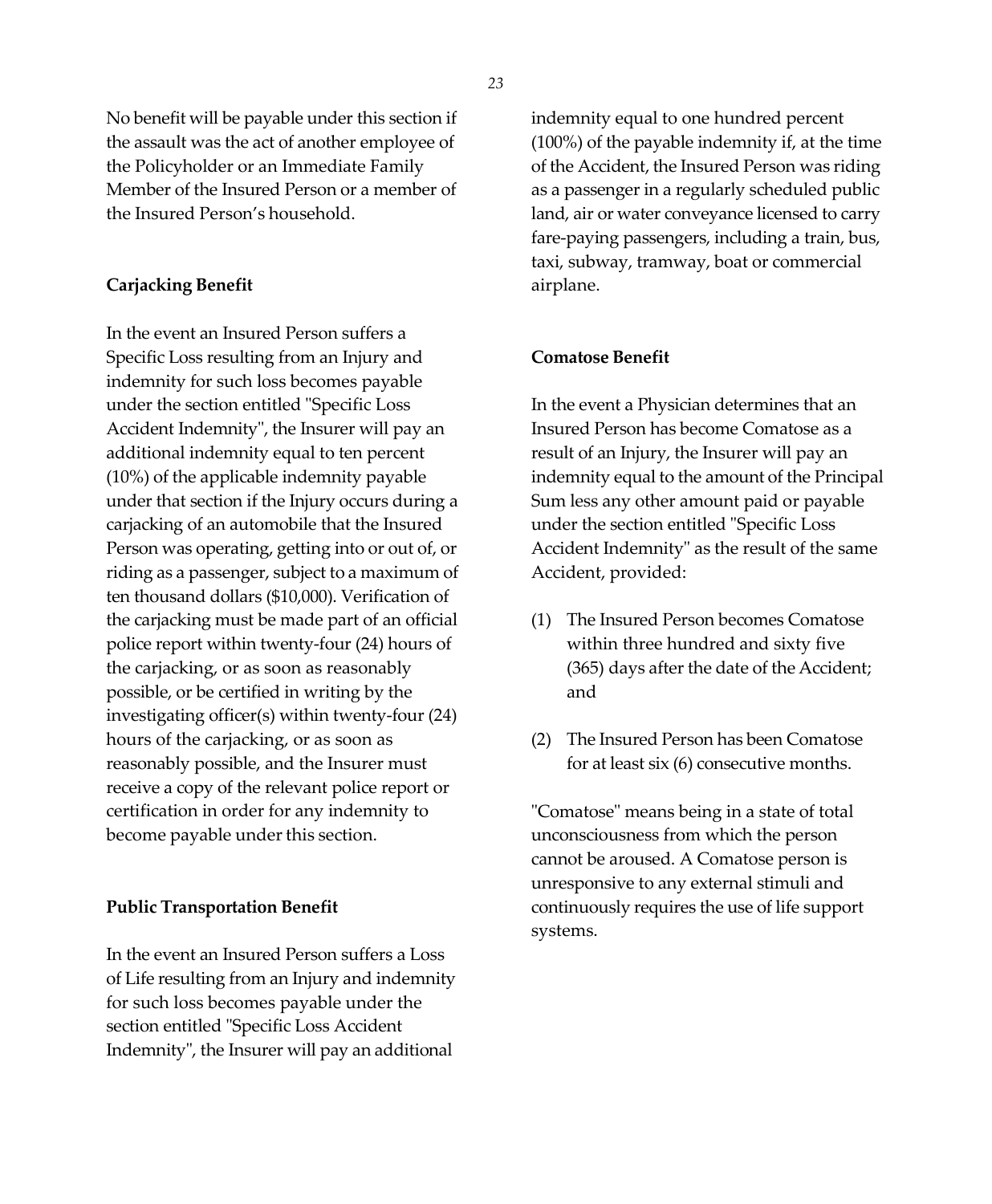No benefit will be payable under this section if the assault was the act of another employee of the Policyholder or an Immediate Family Member of the Insured Person or a member of the Insured Person's household.

**Carjacking Benefit**

In the event an Insured Person suffers a Specific Loss resulting from an Injury and indemnity for such loss becomes payable under the section entitled "Specific Loss Accident Indemnity", the Insurer will pay an additional indemnity equal to ten percent (10%) of the applicable indemnity payable under that section if the Injury occurs during a carjacking of an automobile that the Insured Person was operating, getting into or out of, or riding as a passenger, subject to a maximum of ten thousand dollars ($10,000). Verification of the carjacking must be made part of an official police report within twenty-four (24) hours of the carjacking, or as soon as reasonably possible, or be certified in writing by the investigating officer(s) within twenty-four (24) hours of the carjacking, or as soon as reasonably possible, and the Insurer must receive a copy of the relevant police report or certification in order for any indemnity to become payable under this section.

**Public Transportation Benefit**

In the event an Insured Person suffers a Loss of Life resulting from an Injury and indemnity for such loss becomes payable under the section entitled "Specific Loss Accident Indemnity", the Insurer will pay an additional indemnity equal to one hundred percent (100%) of the payable indemnity if, at the time of the Accident, the Insured Person was riding as a passenger in a regularly scheduled public land, air or water conveyance licensed to carry fare-paying passengers, including a train, bus, taxi, subway, tramway, boat or commercial airplane.

**Comatose Benefit**

In the event a Physician determines that an Insured Person has become Comatose as a result of an Injury, the Insurer will pay an indemnity equal to the amount of the Principal Sum less any other amount paid or payable under the section entitled "Specific Loss Accident Indemnity" as the result of the same Accident, provided:

(1) The Insured Person becomes Comatose within three hundred and sixty five (365) days after the date of the Accident; and

(2) The Insured Person has been Comatose for at least six (6) consecutive months.

"Comatose" means being in a state of total unconsciousness from which the person cannot be aroused. A Comatose person is unresponsive to any external stimuli and continuously requires the use of life support systems.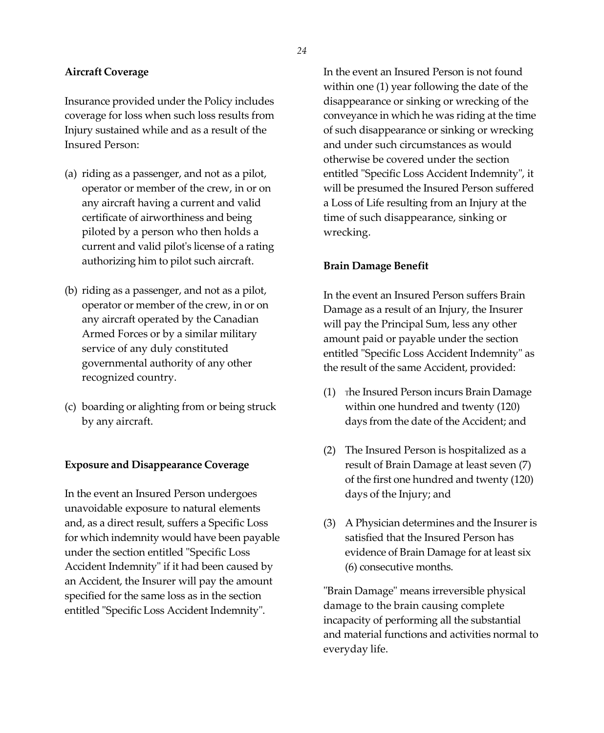**Aircraft Coverage**

Insurance provided under the Policy includes coverage for loss when such loss results from Injury sustained while and as a result of the Insured Person:

(a) riding as a passenger, and not as a pilot, operator or member of the crew, in or on any aircraft having a current and valid certificate of airworthiness and being piloted by a person who then holds a current and valid pilot's license of a rating authorizing him to pilot such aircraft.

(b) riding as a passenger, and not as a pilot, operator or member of the crew, in or on any aircraft operated by the Canadian Armed Forces or by a similar military service of any duly constituted governmental authority of any other recognized country.

(c) boarding or alighting from or being struck by any aircraft.

**Exposure and Disappearance Coverage**

In the event an Insured Person undergoes unavoidable exposure to natural elements and, as a direct result, suffers a Specific Loss for which indemnity would have been payable under the section entitled "Specific Loss Accident Indemnity" if it had been caused by an Accident, the Insurer will pay the amount specified for the same loss as in the section entitled "Specific Loss Accident Indemnity".

In the event an Insured Person is not found within one (1) year following the date of the disappearance or sinking or wrecking of the conveyance in which he was riding at the time of such disappearance or sinking or wrecking and under such circumstances as would otherwise be covered under the section entitled "Specific Loss Accident Indemnity", it will be presumed the Insured Person suffered a Loss of Life resulting from an Injury at the time of such disappearance, sinking or wrecking.

**Brain Damage Benefit**

In the event an Insured Person suffers Brain Damage as a result of an Injury, the Insurer will pay the Principal Sum, less any other amount paid or payable under the section entitled "Specific Loss Accident Indemnity" as the result of the same Accident, provided:

(1) The Insured Person incurs Brain Damage within one hundred and twenty (120) days from the date of the Accident; and

(2) The Insured Person is hospitalized as a result of Brain Damage at least seven (7) of the first one hundred and twenty (120) days of the Injury; and

(3) A Physician determines and the Insurer is satisfied that the Insured Person has evidence of Brain Damage for at least six (6) consecutive months.

"Brain Damage" means irreversible physical damage to the brain causing complete incapacity of performing all the substantial and material functions and activities normal to everyday life.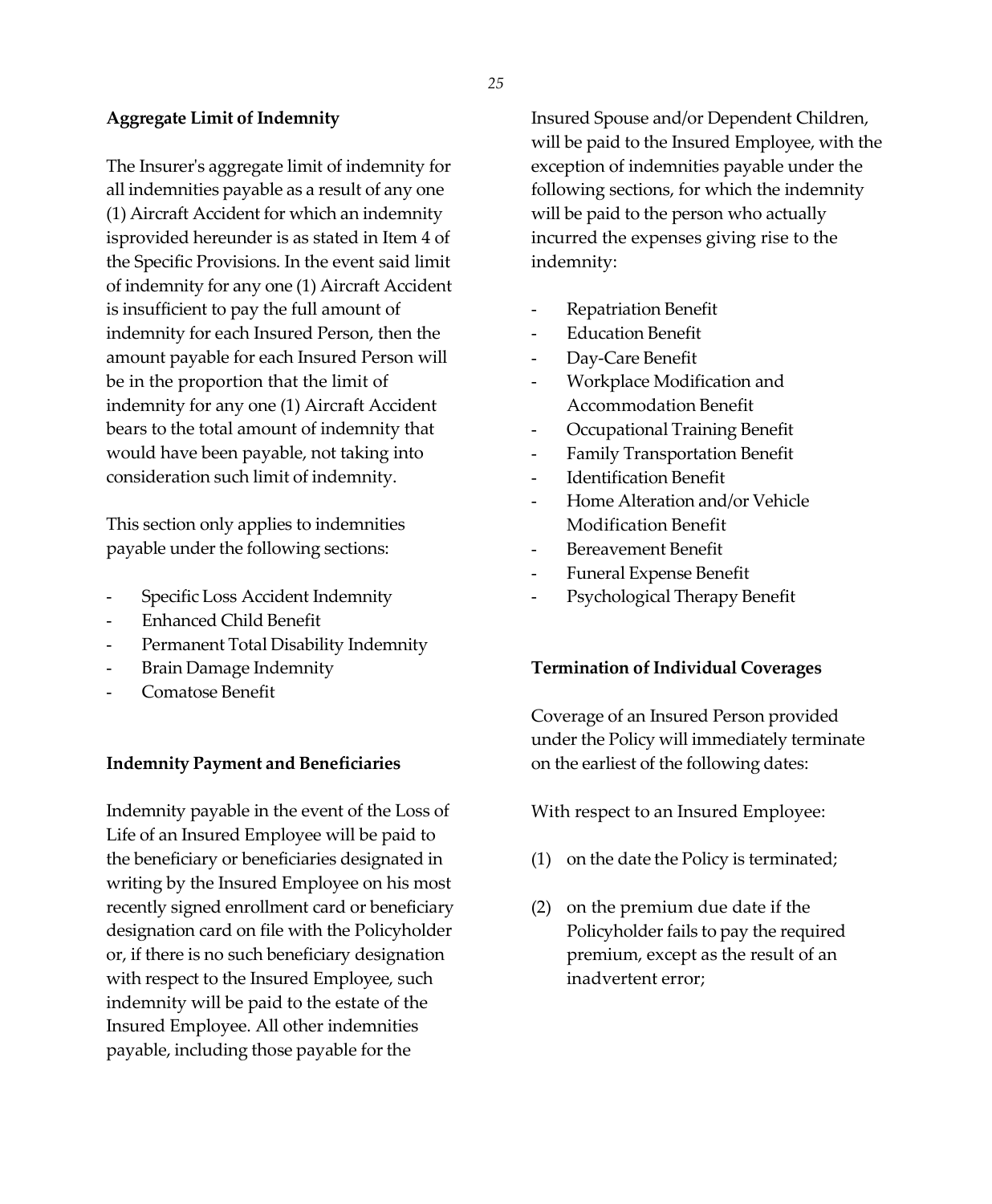**Aggregate Limit of Indemnity**

The Insurer's aggregate limit of indemnity for all indemnities payable as a result of any one (1) Aircraft Accident for which an indemnity isprovided hereunder is as stated in Item 4 of the Specific Provisions. In the event said limit of indemnity for any one (1) Aircraft Accident is insufficient to pay the full amount of indemnity for each Insured Person, then the amount payable for each Insured Person will be in the proportion that the limit of indemnity for any one (1) Aircraft Accident bears to the total amount of indemnity that would have been payable, not taking into consideration such limit of indemnity.

This section only applies to indemnities payable under the following sections:

- Specific Loss Accident Indemnity
- Enhanced Child Benefit
- Permanent Total Disability Indemnity
- Brain Damage Indemnity
- Comatose Benefit

**Indemnity Payment and Beneficiaries**

Indemnity payable in the event of the Loss of Life of an Insured Employee will be paid to the beneficiary or beneficiaries designated in writing by the Insured Employee on his most recently signed enrollment card or beneficiary designation card on file with the Policyholder or, if there is no such beneficiary designation with respect to the Insured Employee, such indemnity will be paid to the estate of the Insured Employee. All other indemnities payable, including those payable for the Insured Spouse and/or Dependent Children, will be paid to the Insured Employee, with the exception of indemnities payable under the following sections, for which the indemnity will be paid to the person who actually incurred the expenses giving rise to the indemnity:

- Repatriation Benefit
- Education Benefit
- Day-Care Benefit
- Workplace Modification and Accommodation Benefit
- Occupational Training Benefit
- Family Transportation Benefit
- Identification Benefit
- Home Alteration and/or Vehicle Modification Benefit
- Bereavement Benefit
- Funeral Expense Benefit
- Psychological Therapy Benefit

**Termination of Individual Coverages**

Coverage of an Insured Person provided under the Policy will immediately terminate on the earliest of the following dates:

With respect to an Insured Employee:

(1) on the date the Policy is terminated;

(2) on the premium due date if the Policyholder fails to pay the required premium, except as the result of an inadvertent error;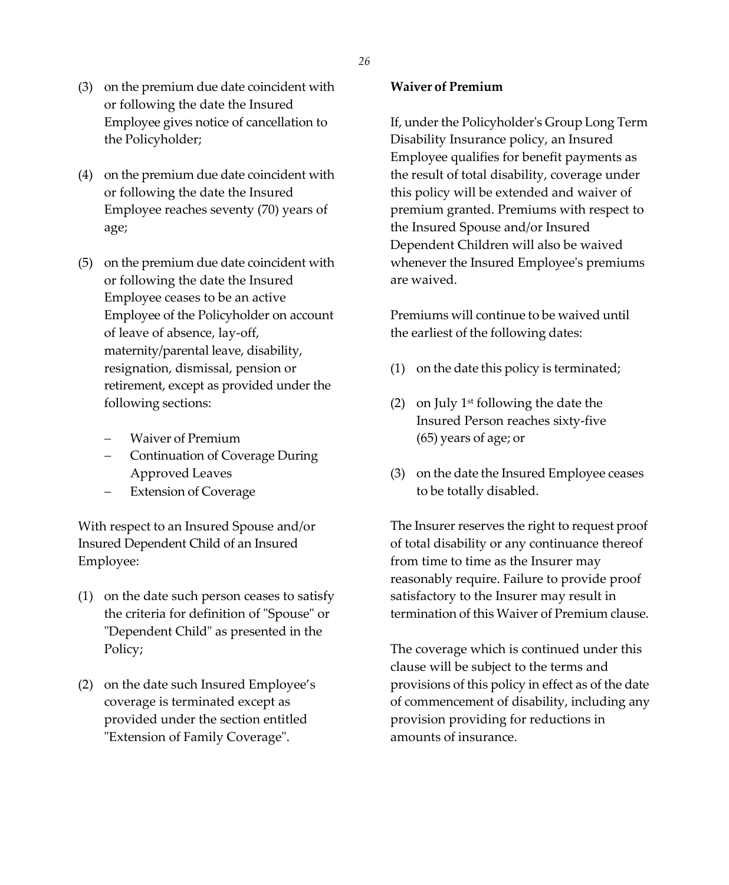(3) on the premium due date coincident with or following the date the Insured Employee gives notice of cancellation to the Policyholder;

(4) on the premium due date coincident with or following the date the Insured Employee reaches seventy (70) years of age;

(5) on the premium due date coincident with or following the date the Insured Employee ceases to be an active Employee of the Policyholder on account of leave of absence, lay-off, maternity/parental leave, disability, resignation, dismissal, pension or retirement, except as provided under the following sections:

   - Waiver of Premium
   - Continuation of Coverage During Approved Leaves
   - Extension of Coverage

With respect to an Insured Spouse and/or Insured Dependent Child of an Insured Employee:

(1) on the date such person ceases to satisfy the criteria for definition of "Spouse" or "Dependent Child" as presented in the Policy;

(2) on the date such Insured Employee's coverage is terminated except as provided under the section entitled "Extension of Family Coverage".

**Waiver of Premium**

If, under the Policyholder's Group Long Term Disability Insurance policy, an Insured Employee qualifies for benefit payments as the result of total disability, coverage under this policy will be extended and waiver of premium granted. Premiums with respect to the Insured Spouse and/or Insured Dependent Children will also be waived whenever the Insured Employee's premiums are waived.

Premiums will continue to be waived until the earliest of the following dates:

(1) on the date this policy is terminated;

(2) on July 1st following the date the Insured Person reaches sixty-five (65) years of age; or

(3) on the date the Insured Employee ceases to be totally disabled.

The Insurer reserves the right to request proof of total disability or any continuance thereof from time to time as the Insurer may reasonably require. Failure to provide proof satisfactory to the Insurer may result in termination of this Waiver of Premium clause.

The coverage which is continued under this clause will be subject to the terms and provisions of this policy in effect as of the date of commencement of disability, including any provision providing for reductions in amounts of insurance.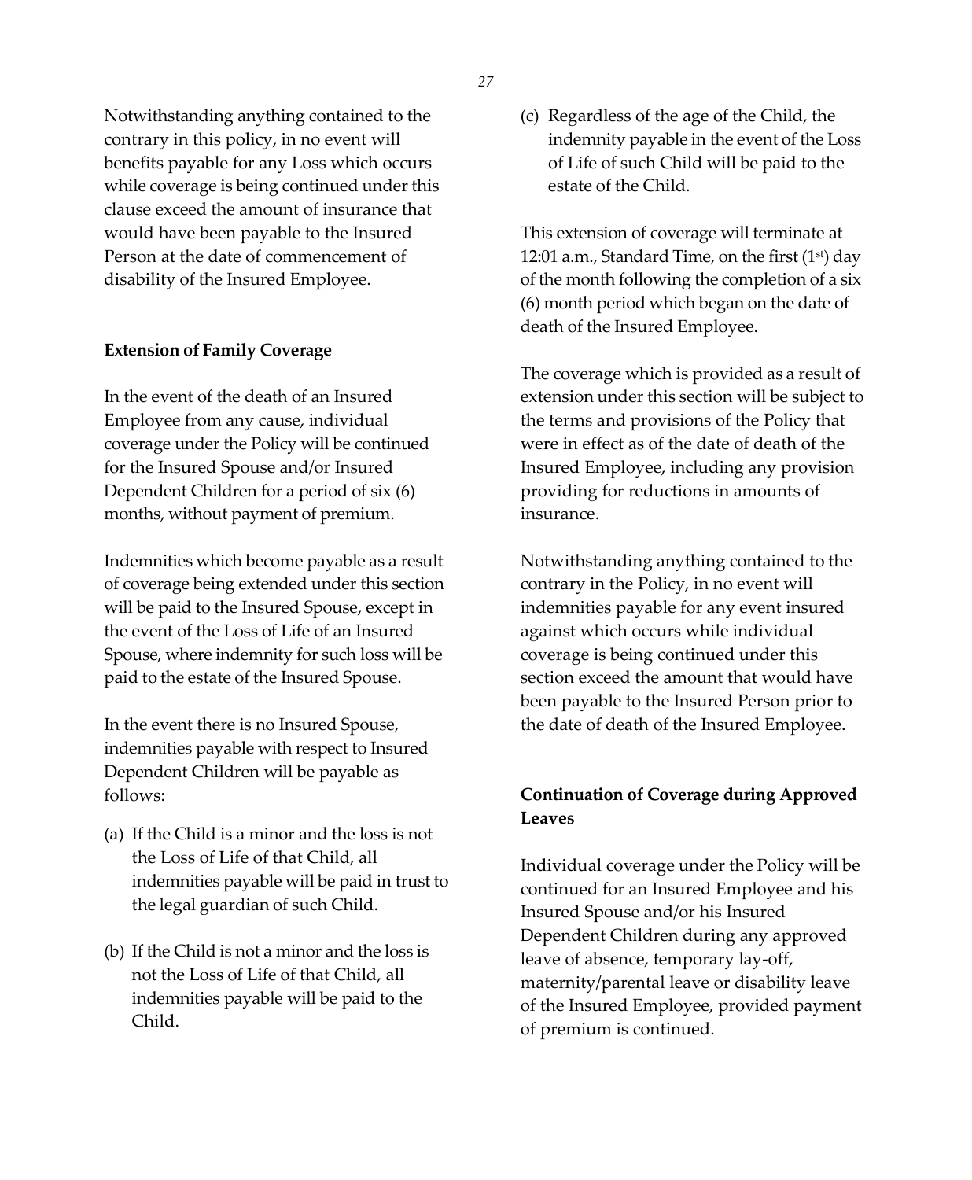Notwithstanding anything contained to the contrary in this policy, in no event will benefits payable for any Loss which occurs while coverage is being continued under this clause exceed the amount of insurance that would have been payable to the Insured Person at the date of commencement of disability of the Insured Employee.

**Extension of Family Coverage**

In the event of the death of an Insured Employee from any cause, individual coverage under the Policy will be continued for the Insured Spouse and/or Insured Dependent Children for a period of six (6) months, without payment of premium.

Indemnities which become payable as a result of coverage being extended under this section will be paid to the Insured Spouse, except in the event of the Loss of Life of an Insured Spouse, where indemnity for such loss will be paid to the estate of the Insured Spouse.

In the event there is no Insured Spouse, indemnities payable with respect to Insured Dependent Children will be payable as follows:

(a) If the Child is a minor and the loss is not the Loss of Life of that Child, all indemnities payable will be paid in trust to the legal guardian of such Child.

(b) If the Child is not a minor and the loss is not the Loss of Life of that Child, all indemnities payable will be paid to the Child.

(c) Regardless of the age of the Child, the indemnity payable in the event of the Loss of Life of such Child will be paid to the estate of the Child.

This extension of coverage will terminate at 12:01 a.m., Standard Time, on the first (1st) day of the month following the completion of a six (6) month period which began on the date of death of the Insured Employee.

The coverage which is provided as a result of extension under this section will be subject to the terms and provisions of the Policy that were in effect as of the date of death of the Insured Employee, including any provision providing for reductions in amounts of insurance.

Notwithstanding anything contained to the contrary in the Policy, in no event will indemnities payable for any event insured against which occurs while individual coverage is being continued under this section exceed the amount that would have been payable to the Insured Person prior to the date of death of the Insured Employee.

**Continuation of Coverage during Approved Leaves**

Individual coverage under the Policy will be continued for an Insured Employee and his Insured Spouse and/or his Insured Dependent Children during any approved leave of absence, temporary lay-off, maternity/parental leave or disability leave of the Insured Employee, provided payment of premium is continued.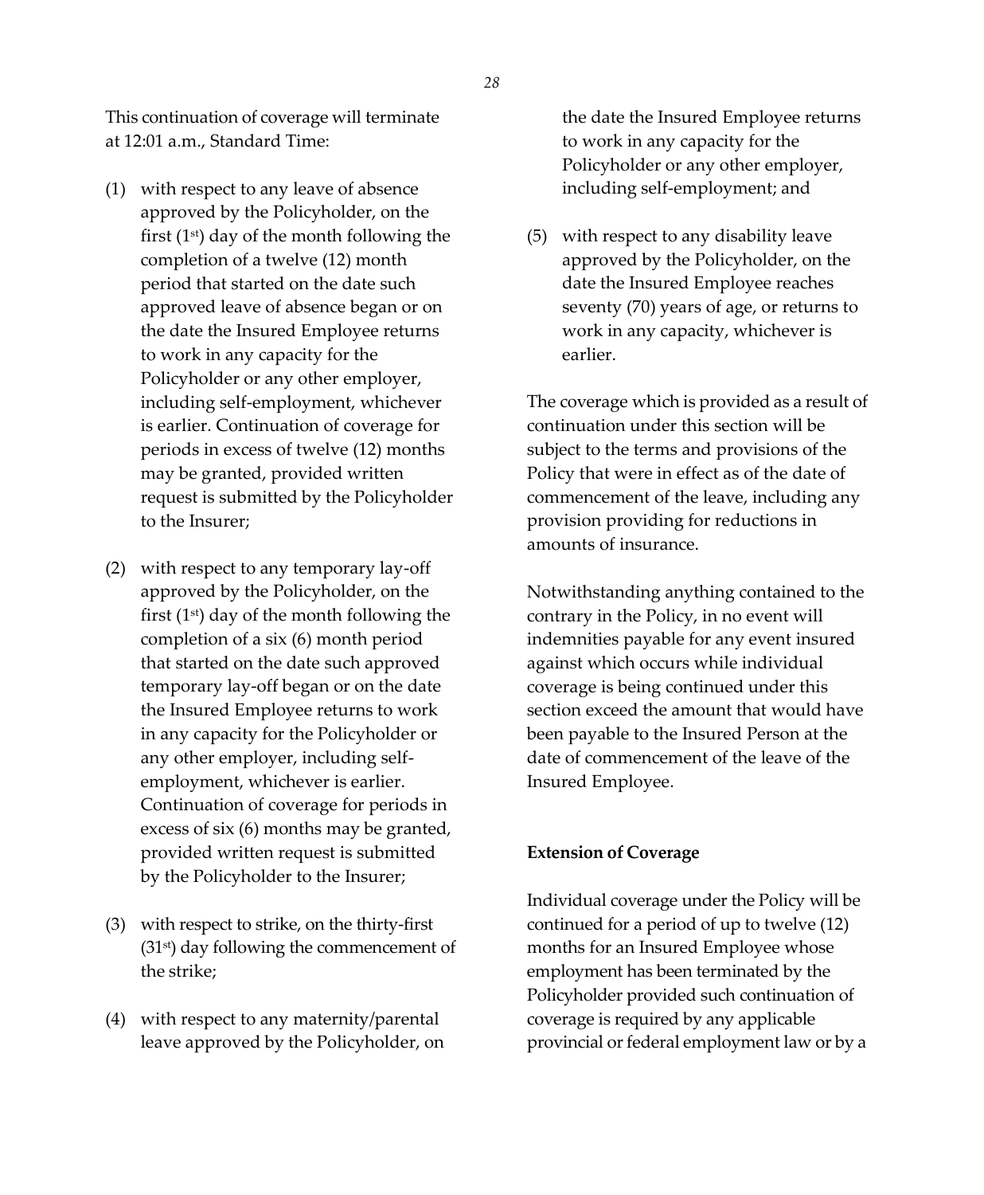This continuation of coverage will terminate at 12:01 a.m., Standard Time:

(1) with respect to any leave of absence approved by the Policyholder, on the first (1st) day of the month following the completion of a twelve (12) month period that started on the date such approved leave of absence began or on the date the Insured Employee returns to work in any capacity for the Policyholder or any other employer, including self-employment, whichever is earlier. Continuation of coverage for periods in excess of twelve (12) months may be granted, provided written request is submitted by the Policyholder to the Insurer;

(2) with respect to any temporary lay-off approved by the Policyholder, on the first (1st) day of the month following the completion of a six (6) month period that started on the date such approved temporary lay-off began or on the date the Insured Employee returns to work in any capacity for the Policyholder or any other employer, including self-employment, whichever is earlier. Continuation of coverage for periods in excess of six (6) months may be granted, provided written request is submitted by the Policyholder to the Insurer;

(3) with respect to strike, on the thirty-first (31st) day following the commencement of the strike;

(4) with respect to any maternity/parental leave approved by the Policyholder, on the date the Insured Employee returns to work in any capacity for the Policyholder or any other employer, including self-employment; and

(5) with respect to any disability leave approved by the Policyholder, on the date the Insured Employee reaches seventy (70) years of age, or returns to work in any capacity, whichever is earlier.

The coverage which is provided as a result of continuation under this section will be subject to the terms and provisions of the Policy that were in effect as of the date of commencement of the leave, including any provision providing for reductions in amounts of insurance.

Notwithstanding anything contained to the contrary in the Policy, in no event will indemnities payable for any event insured against which occurs while individual coverage is being continued under this section exceed the amount that would have been payable to the Insured Person at the date of commencement of the leave of the Insured Employee.

**Extension of Coverage**

Individual coverage under the Policy will be continued for a period of up to twelve (12) months for an Insured Employee whose employment has been terminated by the Policyholder provided such continuation of coverage is required by any applicable provincial or federal employment law or by a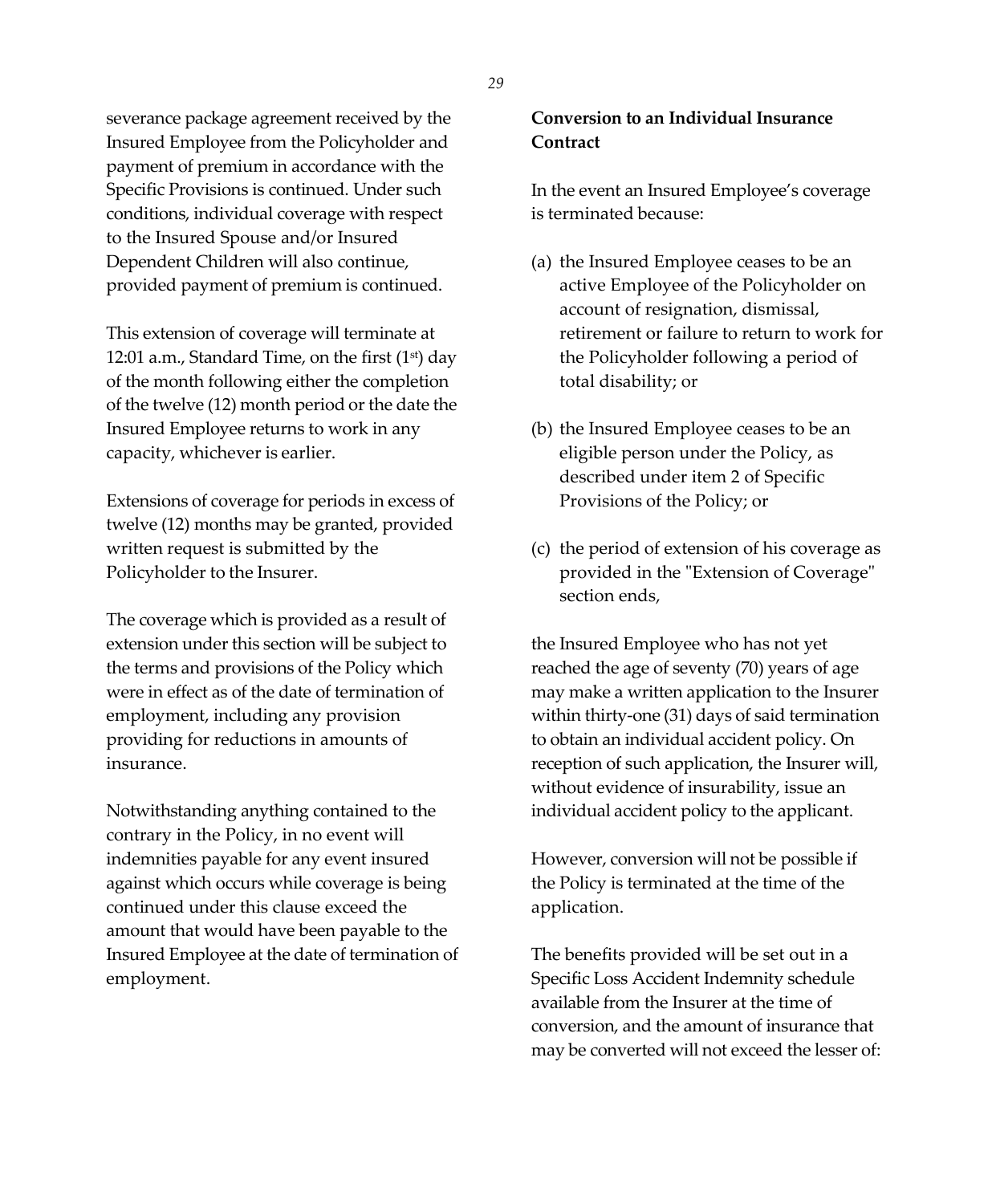severance package agreement received by the Insured Employee from the Policyholder and payment of premium in accordance with the Specific Provisions is continued. Under such conditions, individual coverage with respect to the Insured Spouse and/or Insured Dependent Children will also continue, provided payment of premium is continued.

This extension of coverage will terminate at 12:01 a.m., Standard Time, on the first (1st) day of the month following either the completion of the twelve (12) month period or the date the Insured Employee returns to work in any capacity, whichever is earlier.

Extensions of coverage for periods in excess of twelve (12) months may be granted, provided written request is submitted by the Policyholder to the Insurer.

The coverage which is provided as a result of extension under this section will be subject to the terms and provisions of the Policy which were in effect as of the date of termination of employment, including any provision providing for reductions in amounts of insurance.

Notwithstanding anything contained to the contrary in the Policy, in no event will indemnities payable for any event insured against which occurs while coverage is being continued under this clause exceed the amount that would have been payable to the Insured Employee at the date of termination of employment.

**Conversion to an Individual Insurance Contract**

In the event an Insured Employee's coverage is terminated because:

(a) the Insured Employee ceases to be an active Employee of the Policyholder on account of resignation, dismissal, retirement or failure to return to work for the Policyholder following a period of total disability; or

(b) the Insured Employee ceases to be an eligible person under the Policy, as described under item 2 of Specific Provisions of the Policy; or

(c) the period of extension of his coverage as provided in the "Extension of Coverage" section ends,

the Insured Employee who has not yet reached the age of seventy (70) years of age may make a written application to the Insurer within thirty-one (31) days of said termination to obtain an individual accident policy. On reception of such application, the Insurer will, without evidence of insurability, issue an individual accident policy to the applicant.

However, conversion will not be possible if the Policy is terminated at the time of the application.

The benefits provided will be set out in a Specific Loss Accident Indemnity schedule available from the Insurer at the time of conversion, and the amount of insurance that may be converted will not exceed the lesser of: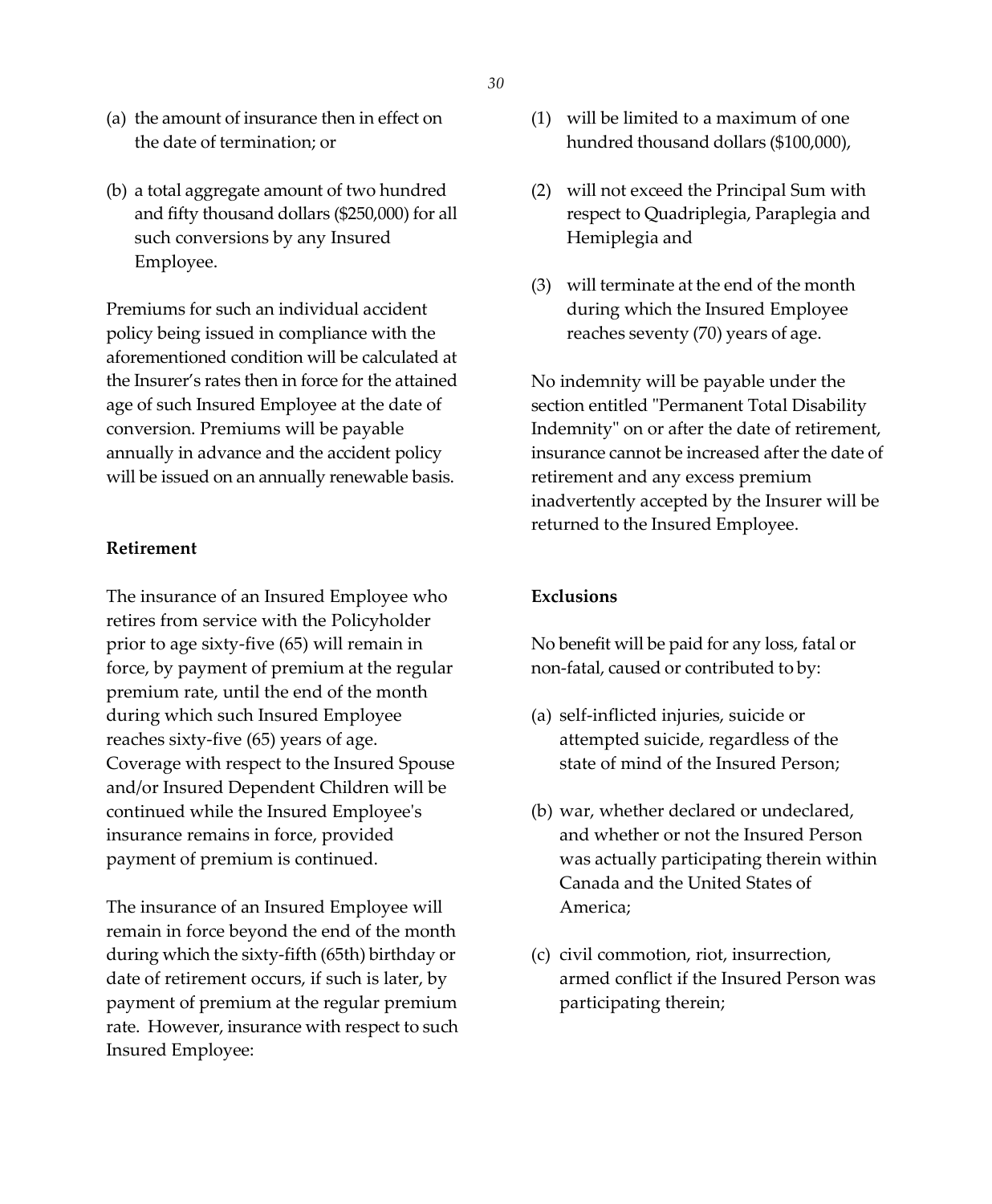(a) the amount of insurance then in effect on the date of termination; or

(b) a total aggregate amount of two hundred and fifty thousand dollars ($250,000) for all such conversions by any Insured Employee.

Premiums for such an individual accident policy being issued in compliance with the aforementioned condition will be calculated at the Insurer's rates then in force for the attained age of such Insured Employee at the date of conversion. Premiums will be payable annually in advance and the accident policy will be issued on an annually renewable basis.

**Retirement**

The insurance of an Insured Employee who retires from service with the Policyholder prior to age sixty-five (65) will remain in force, by payment of premium at the regular premium rate, until the end of the month during which such Insured Employee reaches sixty-five (65) years of age. Coverage with respect to the Insured Spouse and/or Insured Dependent Children will be continued while the Insured Employee's insurance remains in force, provided payment of premium is continued.

The insurance of an Insured Employee will remain in force beyond the end of the month during which the sixty-fifth (65th) birthday or date of retirement occurs, if such is later, by payment of premium at the regular premium rate. However, insurance with respect to such Insured Employee:

(1) will be limited to a maximum of one hundred thousand dollars ($100,000),

(2) will not exceed the Principal Sum with respect to Quadriplegia, Paraplegia and Hemiplegia and

(3) will terminate at the end of the month during which the Insured Employee reaches seventy (70) years of age.

No indemnity will be payable under the section entitled "Permanent Total Disability Indemnity" on or after the date of retirement, insurance cannot be increased after the date of retirement and any excess premium inadvertently accepted by the Insurer will be returned to the Insured Employee.

**Exclusions**

No benefit will be paid for any loss, fatal or non-fatal, caused or contributed to by:

(a) self-inflicted injuries, suicide or attempted suicide, regardless of the state of mind of the Insured Person;

(b) war, whether declared or undeclared, and whether or not the Insured Person was actually participating therein within Canada and the United States of America;

(c) civil commotion, riot, insurrection, armed conflict if the Insured Person was participating therein;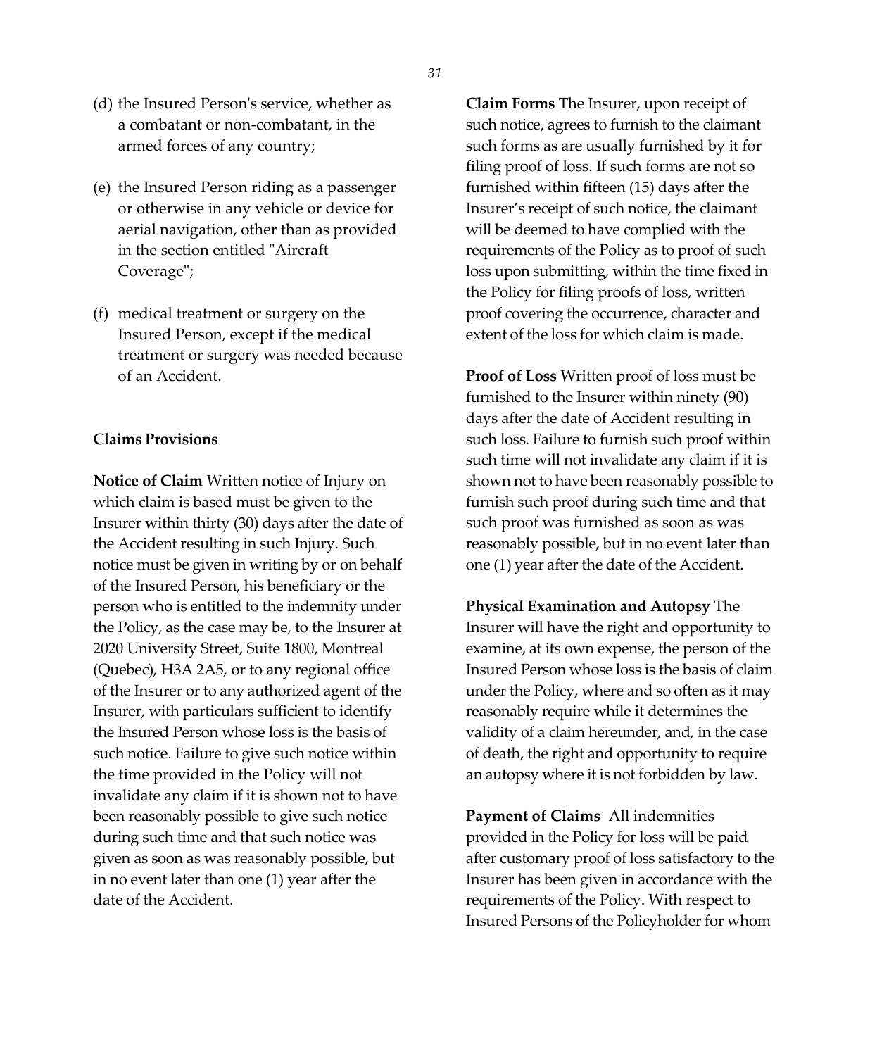(d) the Insured Person's service, whether as a combatant or non-combatant, in the armed forces of any country;

(e) the Insured Person riding as a passenger or otherwise in any vehicle or device for aerial navigation, other than as provided in the section entitled "Aircraft Coverage";

(f) medical treatment or surgery on the Insured Person, except if the medical treatment or surgery was needed because of an Accident.

**Claims Provisions**

**Notice of Claim** Written notice of Injury on which claim is based must be given to the Insurer within thirty (30) days after the date of the Accident resulting in such Injury. Such notice must be given in writing by or on behalf of the Insured Person, his beneficiary or the person who is entitled to the indemnity under the Policy, as the case may be, to the Insurer at 2020 University Street, Suite 1800, Montreal (Quebec), H3A 2A5, or to any regional office of the Insurer or to any authorized agent of the Insurer, with particulars sufficient to identify the Insured Person whose loss is the basis of such notice. Failure to give such notice within the time provided in the Policy will not invalidate any claim if it is shown not to have been reasonably possible to give such notice during such time and that such notice was given as soon as was reasonably possible, but in no event later than one (1) year after the date of the Accident.

**Claim Forms** The Insurer, upon receipt of such notice, agrees to furnish to the claimant such forms as are usually furnished by it for filing proof of loss. If such forms are not so furnished within fifteen (15) days after the Insurer's receipt of such notice, the claimant will be deemed to have complied with the requirements of the Policy as to proof of such loss upon submitting, within the time fixed in the Policy for filing proofs of loss, written proof covering the occurrence, character and extent of the loss for which claim is made.

**Proof of Loss** Written proof of loss must be furnished to the Insurer within ninety (90) days after the date of Accident resulting in such loss. Failure to furnish such proof within such time will not invalidate any claim if it is shown not to have been reasonably possible to furnish such proof during such time and that such proof was furnished as soon as was reasonably possible, but in no event later than one (1) year after the date of the Accident.

**Physical Examination and Autopsy** The Insurer will have the right and opportunity to examine, at its own expense, the person of the Insured Person whose loss is the basis of claim under the Policy, where and so often as it may reasonably require while it determines the validity of a claim hereunder, and, in the case of death, the right and opportunity to require an autopsy where it is not forbidden by law.

**Payment of Claims** All indemnities provided in the Policy for loss will be paid after customary proof of loss satisfactory to the Insurer has been given in accordance with the requirements of the Policy. With respect to Insured Persons of the Policyholder for whom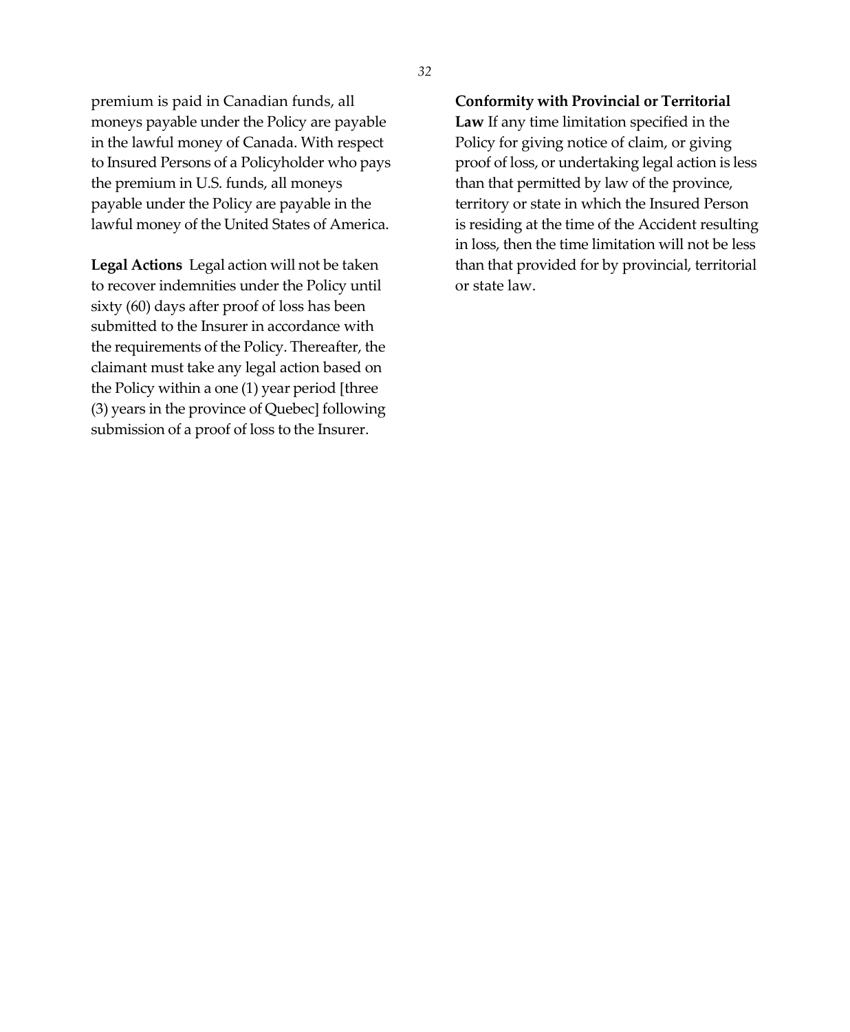premium is paid in Canadian funds, all moneys payable under the Policy are payable in the lawful money of Canada. With respect to Insured Persons of a Policyholder who pays the premium in U.S. funds, all moneys payable under the Policy are payable in the lawful money of the United States of America.

**Legal Actions** Legal action will not be taken to recover indemnities under the Policy until sixty (60) days after proof of loss has been submitted to the Insurer in accordance with the requirements of the Policy. Thereafter, the claimant must take any legal action based on the Policy within a one (1) year period [three (3) years in the province of Quebec] following submission of a proof of loss to the Insurer.

**Conformity with Provincial or Territorial Law** If any time limitation specified in the Policy for giving notice of claim, or giving proof of loss, or undertaking legal action is less than that permitted by law of the province, territory or state in which the Insured Person is residing at the time of the Accident resulting in loss, then the time limitation will not be less than that provided for by provincial, territorial or state law.